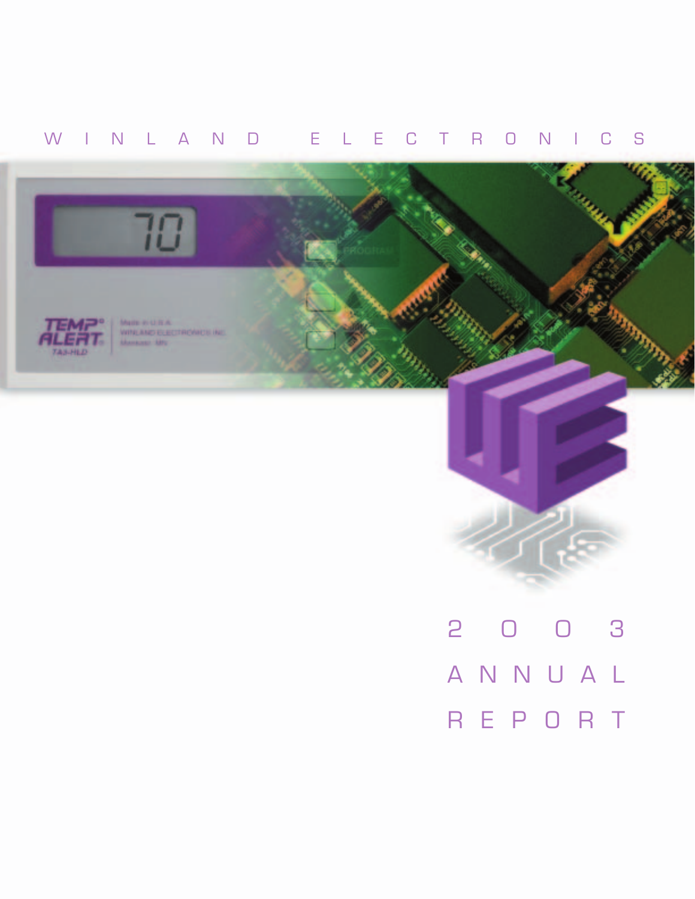# WINLAND ELECTRONICS

# 2003 ANNUAL REPORT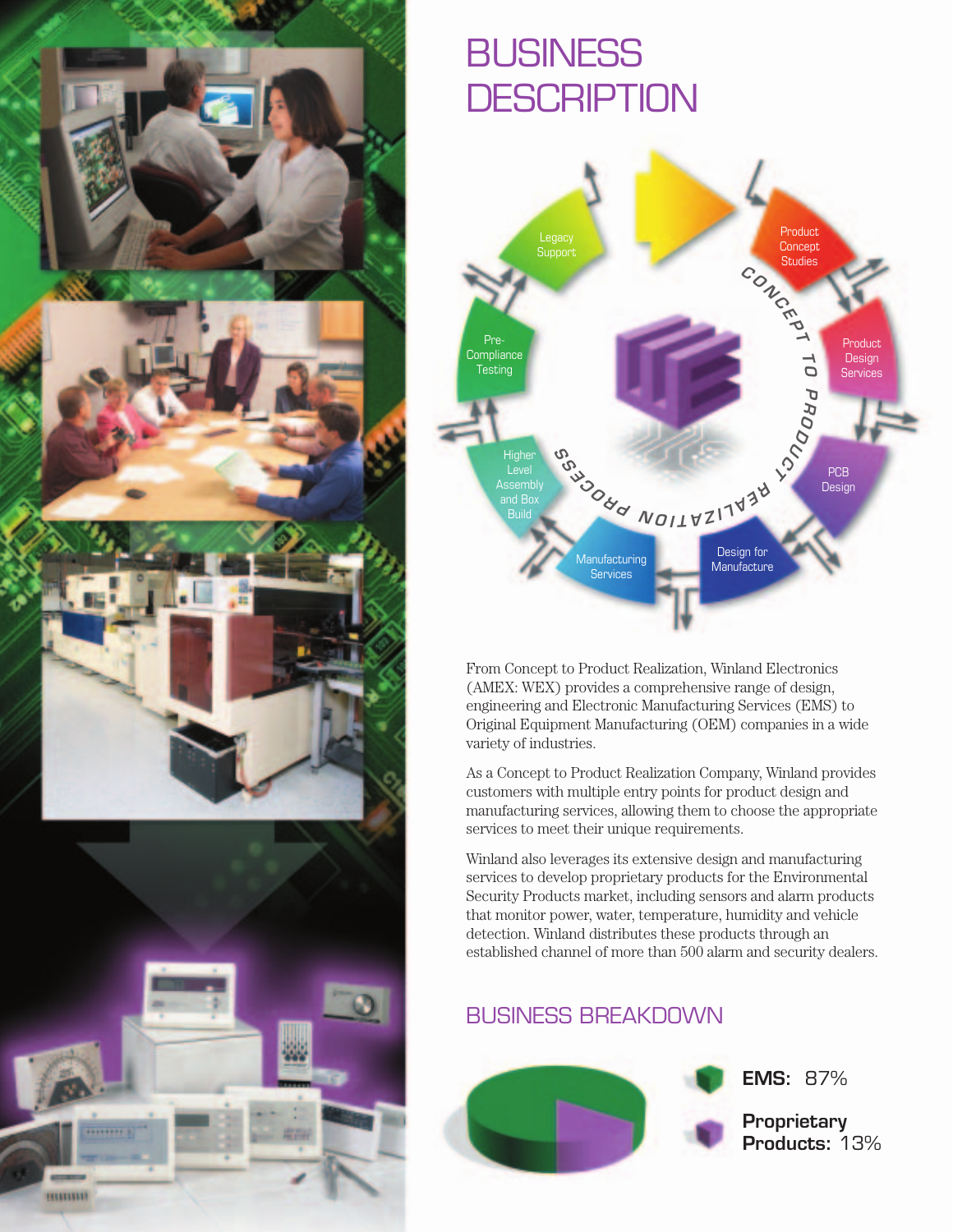# BUSINESS DESCRIPTION

Product Concept Studies

Product Design Services

PCB Design

Design for Manufacture

Manufacturing Services

Higher Level Assembly and Box Build

Pre-Compliance Testing

Legacy Support

CONCEPT TO PRODUCT REALIZATION PROCESS

From Concept to Product Realization, Winland Electronics (AMEX: WEX) provides a comprehensive range of design, engineering and Electronic Manufacturing Services (EMS) to Original Equipment Manufacturing (OEM) companies in a wide variety of industries.

As a Concept to Product Realization Company, Winland provides customers with multiple entry points for product design and manufacturing services, allowing them to choose the appropriate services to meet their unique requirements.

Winland also leverages its extensive design and manufacturing services to develop proprietary products for the Environmental Security Products market, including sensors and alarm products that monitor power, water, temperature, humidity and vehicle detection. Winland distributes these products through an established channel of more than 500 alarm and security dealers.

## BUSINESS BREAKDOWN

**EMS:** 87%

**Proprietary Products:** 13%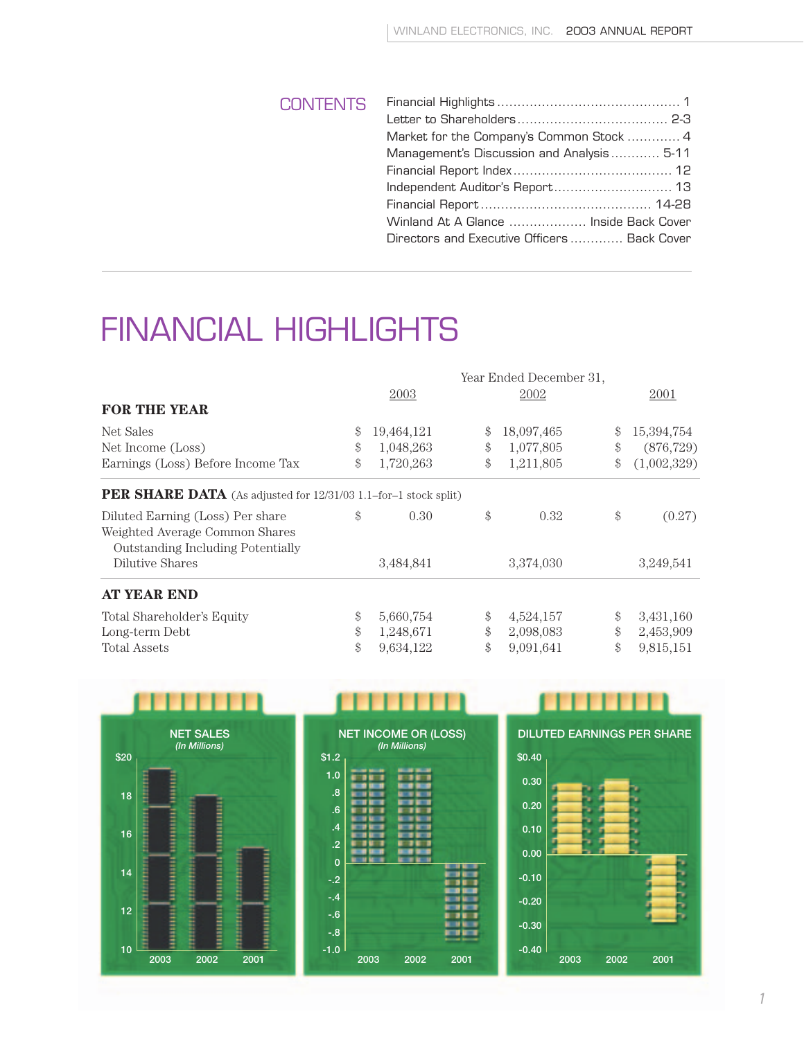## CONTENTS

| | |
|---|---|
| Financial Highlights | 1 |
| Letter to Shareholders | 2-3 |
| Market for the Company's Common Stock | 4 |
| Management's Discussion and Analysis | 5-11 |
| Financial Report Index | 12 |
| Independent Auditor's Report | 13 |
| Financial Report | 14-28 |
| Winland At A Glance | Inside Back Cover |
| Directors and Executive Officers | Back Cover |

# FINANCIAL HIGHLIGHTS

| | Year Ended December 31, | | |
|---|---|---|---|
| | 2003 | 2002 | 2001 |
| **FOR THE YEAR** | | | |
| Net Sales | $ 19,464,121 | $ 18,097,465 | $ 15,394,754 |
| Net Income (Loss) | $ 1,048,263 | $ 1,077,805 | $ (876,729) |
| Earnings (Loss) Before Income Tax | $ 1,720,263 | $ 1,211,805 | $ (1,002,329) |
| **PER SHARE DATA** (As adjusted for 12/31/03 1.1–for–1 stock split) | | | |
| Diluted Earning (Loss) Per share | $ 0.30 | $ 0.32 | $ (0.27) |
| Weighted Average Common Shares Outstanding Including Potentially Dilutive Shares | 3,484,841 | 3,374,030 | 3,249,541 |
| **AT YEAR END** | | | |
| Total Shareholder's Equity | $ 5,660,754 | $ 4,524,157 | $ 3,431,160 |
| Long-term Debt | $ 1,248,671 | $ 2,098,083 | $ 2,453,909 |
| Total Assets | $ 9,634,122 | $ 9,091,641 | $ 9,815,151 |

NET SALES (In Millions)

NET INCOME OR (LOSS) (In Millions)

DILUTED EARNINGS PER SHARE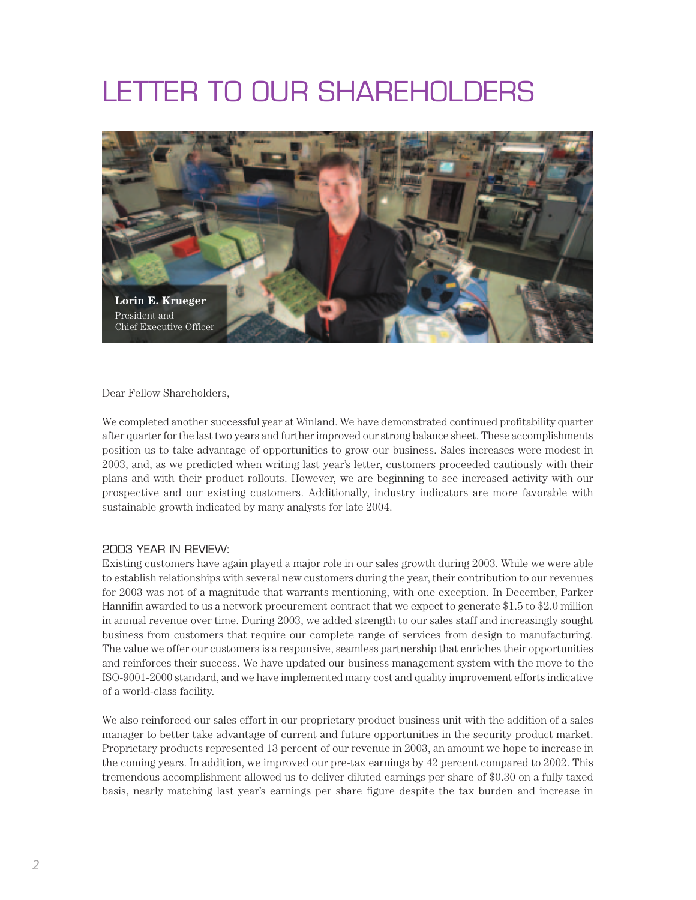# LETTER TO OUR SHAREHOLDERS

**Lorin E. Krueger**
President and
Chief Executive Officer

Dear Fellow Shareholders,

We completed another successful year at Winland. We have demonstrated continued profitability quarter after quarter for the last two years and further improved our strong balance sheet. These accomplishments position us to take advantage of opportunities to grow our business. Sales increases were modest in 2003, and, as we predicted when writing last year's letter, customers proceeded cautiously with their plans and with their product rollouts. However, we are beginning to see increased activity with our prospective and our existing customers. Additionally, industry indicators are more favorable with sustainable growth indicated by many analysts for late 2004.

## 2003 YEAR IN REVIEW:

Existing customers have again played a major role in our sales growth during 2003. While we were able to establish relationships with several new customers during the year, their contribution to our revenues for 2003 was not of a magnitude that warrants mentioning, with one exception. In December, Parker Hannifin awarded to us a network procurement contract that we expect to generate $1.5 to $2.0 million in annual revenue over time. During 2003, we added strength to our sales staff and increasingly sought business from customers that require our complete range of services from design to manufacturing. The value we offer our customers is a responsive, seamless partnership that enriches their opportunities and reinforces their success. We have updated our business management system with the move to the ISO-9001-2000 standard, and we have implemented many cost and quality improvement efforts indicative of a world-class facility.

We also reinforced our sales effort in our proprietary product business unit with the addition of a sales manager to better take advantage of current and future opportunities in the security product market. Proprietary products represented 13 percent of our revenue in 2003, an amount we hope to increase in the coming years. In addition, we improved our pre-tax earnings by 42 percent compared to 2002. This tremendous accomplishment allowed us to deliver diluted earnings per share of $0.30 on a fully taxed basis, nearly matching last year's earnings per share figure despite the tax burden and increase in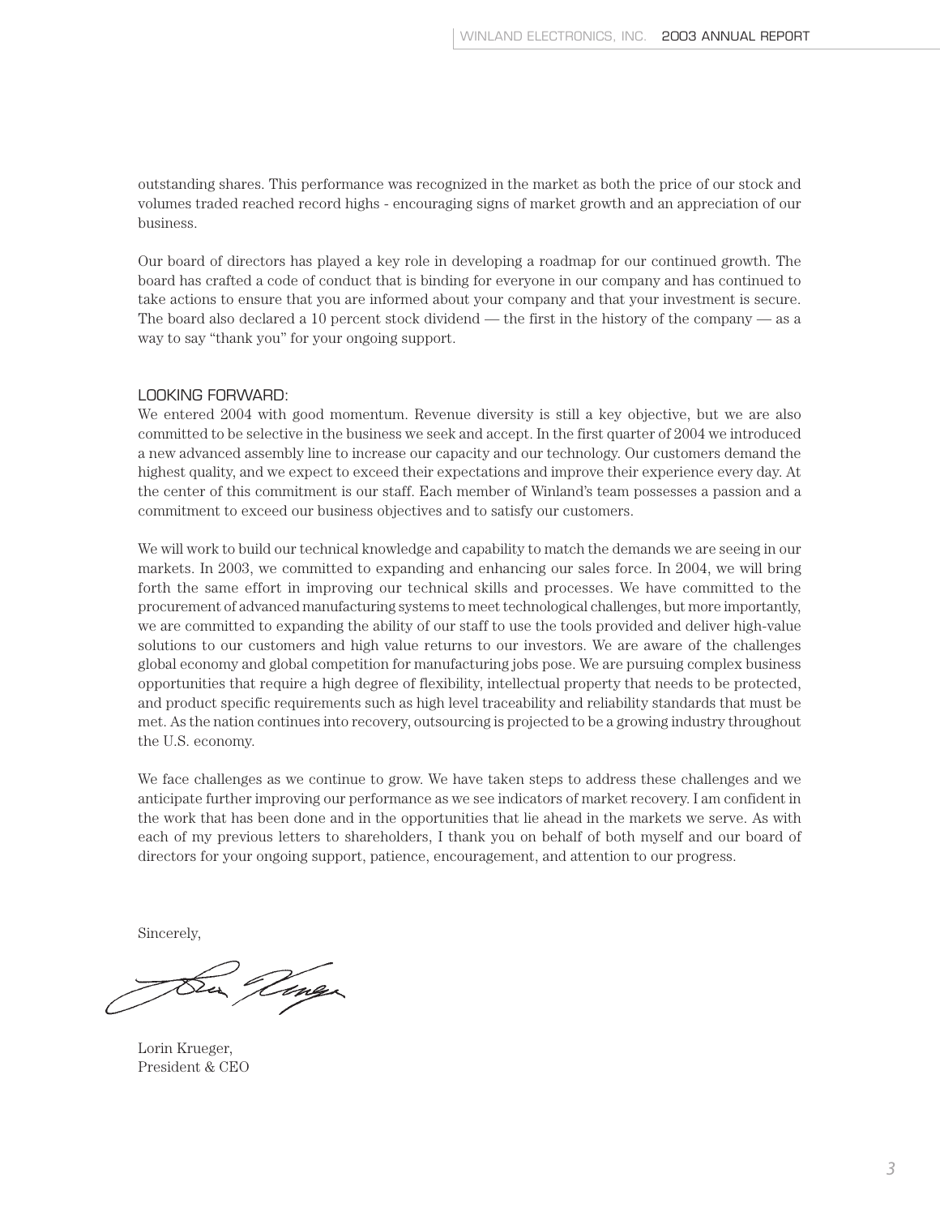outstanding shares. This performance was recognized in the market as both the price of our stock and volumes traded reached record highs - encouraging signs of market growth and an appreciation of our business.

Our board of directors has played a key role in developing a roadmap for our continued growth. The board has crafted a code of conduct that is binding for everyone in our company and has continued to take actions to ensure that you are informed about your company and that your investment is secure. The board also declared a 10 percent stock dividend — the first in the history of the company — as a way to say "thank you" for your ongoing support.

## LOOKING FORWARD:

We entered 2004 with good momentum. Revenue diversity is still a key objective, but we are also committed to be selective in the business we seek and accept. In the first quarter of 2004 we introduced a new advanced assembly line to increase our capacity and our technology. Our customers demand the highest quality, and we expect to exceed their expectations and improve their experience every day. At the center of this commitment is our staff. Each member of Winland's team possesses a passion and a commitment to exceed our business objectives and to satisfy our customers.

We will work to build our technical knowledge and capability to match the demands we are seeing in our markets. In 2003, we committed to expanding and enhancing our sales force. In 2004, we will bring forth the same effort in improving our technical skills and processes. We have committed to the procurement of advanced manufacturing systems to meet technological challenges, but more importantly, we are committed to expanding the ability of our staff to use the tools provided and deliver high-value solutions to our customers and high value returns to our investors. We are aware of the challenges global economy and global competition for manufacturing jobs pose. We are pursuing complex business opportunities that require a high degree of flexibility, intellectual property that needs to be protected, and product specific requirements such as high level traceability and reliability standards that must be met. As the nation continues into recovery, outsourcing is projected to be a growing industry throughout the U.S. economy.

We face challenges as we continue to grow. We have taken steps to address these challenges and we anticipate further improving our performance as we see indicators of market recovery. I am confident in the work that has been done and in the opportunities that lie ahead in the markets we serve. As with each of my previous letters to shareholders, I thank you on behalf of both myself and our board of directors for your ongoing support, patience, encouragement, and attention to our progress.

Sincerely,

Lorin Krueger,
President & CEO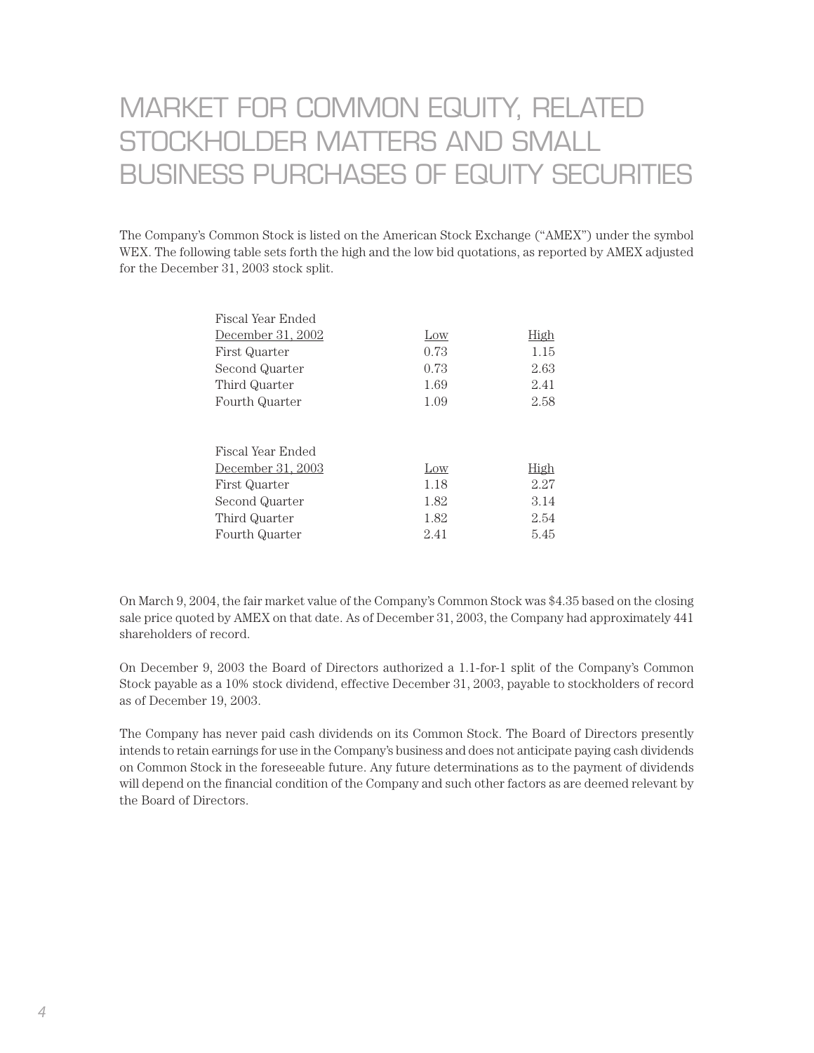# MARKET FOR COMMON EQUITY, RELATED STOCKHOLDER MATTERS AND SMALL BUSINESS PURCHASES OF EQUITY SECURITIES

The Company's Common Stock is listed on the American Stock Exchange ("AMEX") under the symbol WEX. The following table sets forth the high and the low bid quotations, as reported by AMEX adjusted for the December 31, 2003 stock split.

| Fiscal Year Ended December 31, 2002 | Low | High |
|---|---|---|
| First Quarter | 0.73 | 1.15 |
| Second Quarter | 0.73 | 2.63 |
| Third Quarter | 1.69 | 2.41 |
| Fourth Quarter | 1.09 | 2.58 |

| Fiscal Year Ended December 31, 2003 | Low | High |
|---|---|---|
| First Quarter | 1.18 | 2.27 |
| Second Quarter | 1.82 | 3.14 |
| Third Quarter | 1.82 | 2.54 |
| Fourth Quarter | 2.41 | 5.45 |

On March 9, 2004, the fair market value of the Company's Common Stock was $4.35 based on the closing sale price quoted by AMEX on that date. As of December 31, 2003, the Company had approximately 441 shareholders of record.

On December 9, 2003 the Board of Directors authorized a 1.1-for-1 split of the Company's Common Stock payable as a 10% stock dividend, effective December 31, 2003, payable to stockholders of record as of December 19, 2003.

The Company has never paid cash dividends on its Common Stock. The Board of Directors presently intends to retain earnings for use in the Company's business and does not anticipate paying cash dividends on Common Stock in the foreseeable future. Any future determinations as to the payment of dividends will depend on the financial condition of the Company and such other factors as are deemed relevant by the Board of Directors.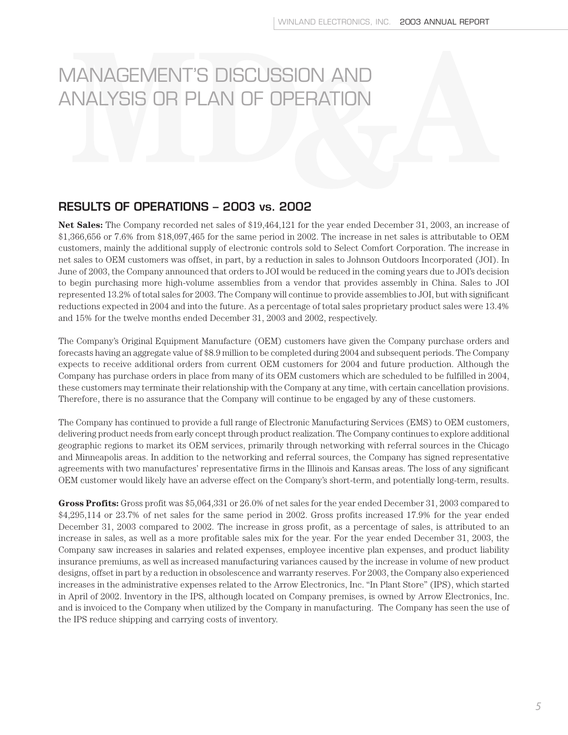# MANAGEMENT'S DISCUSSION AND ANALYSIS OR PLAN OF OPERATION

## RESULTS OF OPERATIONS – 2003 vs. 2002

**Net Sales:** The Company recorded net sales of $19,464,121 for the year ended December 31, 2003, an increase of $1,366,656 or 7.6% from $18,097,465 for the same period in 2002. The increase in net sales is attributable to OEM customers, mainly the additional supply of electronic controls sold to Select Comfort Corporation. The increase in net sales to OEM customers was offset, in part, by a reduction in sales to Johnson Outdoors Incorporated (JOI). In June of 2003, the Company announced that orders to JOI would be reduced in the coming years due to JOI's decision to begin purchasing more high-volume assemblies from a vendor that provides assembly in China. Sales to JOI represented 13.2% of total sales for 2003. The Company will continue to provide assemblies to JOI, but with significant reductions expected in 2004 and into the future. As a percentage of total sales proprietary product sales were 13.4% and 15% for the twelve months ended December 31, 2003 and 2002, respectively.

The Company's Original Equipment Manufacture (OEM) customers have given the Company purchase orders and forecasts having an aggregate value of $8.9 million to be completed during 2004 and subsequent periods. The Company expects to receive additional orders from current OEM customers for 2004 and future production. Although the Company has purchase orders in place from many of its OEM customers which are scheduled to be fulfilled in 2004, these customers may terminate their relationship with the Company at any time, with certain cancellation provisions. Therefore, there is no assurance that the Company will continue to be engaged by any of these customers.

The Company has continued to provide a full range of Electronic Manufacturing Services (EMS) to OEM customers, delivering product needs from early concept through product realization. The Company continues to explore additional geographic regions to market its OEM services, primarily through networking with referral sources in the Chicago and Minneapolis areas. In addition to the networking and referral sources, the Company has signed representative agreements with two manufactures' representative firms in the Illinois and Kansas areas. The loss of any significant OEM customer would likely have an adverse effect on the Company's short-term, and potentially long-term, results.

**Gross Profits:** Gross profit was $5,064,331 or 26.0% of net sales for the year ended December 31, 2003 compared to $4,295,114 or 23.7% of net sales for the same period in 2002. Gross profits increased 17.9% for the year ended December 31, 2003 compared to 2002. The increase in gross profit, as a percentage of sales, is attributed to an increase in sales, as well as a more profitable sales mix for the year. For the year ended December 31, 2003, the Company saw increases in salaries and related expenses, employee incentive plan expenses, and product liability insurance premiums, as well as increased manufacturing variances caused by the increase in volume of new product designs, offset in part by a reduction in obsolescence and warranty reserves. For 2003, the Company also experienced increases in the administrative expenses related to the Arrow Electronics, Inc. "In Plant Store" (IPS), which started in April of 2002. Inventory in the IPS, although located on Company premises, is owned by Arrow Electronics, Inc. and is invoiced to the Company when utilized by the Company in manufacturing. The Company has seen the use of the IPS reduce shipping and carrying costs of inventory.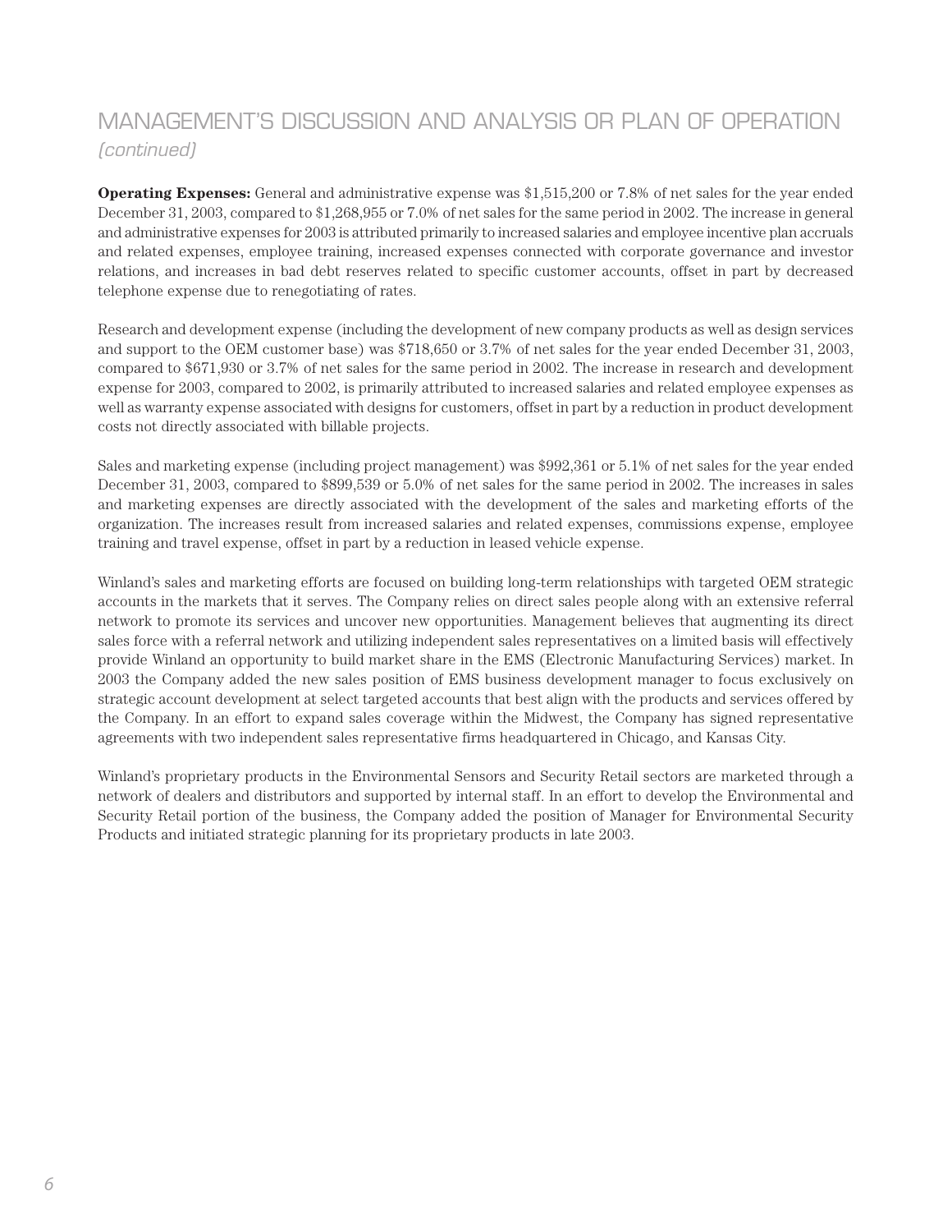# MANAGEMENT'S DISCUSSION AND ANALYSIS OR PLAN OF OPERATION *(continued)*

**Operating Expenses:** General and administrative expense was $1,515,200 or 7.8% of net sales for the year ended December 31, 2003, compared to $1,268,955 or 7.0% of net sales for the same period in 2002. The increase in general and administrative expenses for 2003 is attributed primarily to increased salaries and employee incentive plan accruals and related expenses, employee training, increased expenses connected with corporate governance and investor relations, and increases in bad debt reserves related to specific customer accounts, offset in part by decreased telephone expense due to renegotiating of rates.

Research and development expense (including the development of new company products as well as design services and support to the OEM customer base) was $718,650 or 3.7% of net sales for the year ended December 31, 2003, compared to $671,930 or 3.7% of net sales for the same period in 2002. The increase in research and development expense for 2003, compared to 2002, is primarily attributed to increased salaries and related employee expenses as well as warranty expense associated with designs for customers, offset in part by a reduction in product development costs not directly associated with billable projects.

Sales and marketing expense (including project management) was $992,361 or 5.1% of net sales for the year ended December 31, 2003, compared to $899,539 or 5.0% of net sales for the same period in 2002. The increases in sales and marketing expenses are directly associated with the development of the sales and marketing efforts of the organization. The increases result from increased salaries and related expenses, commissions expense, employee training and travel expense, offset in part by a reduction in leased vehicle expense.

Winland's sales and marketing efforts are focused on building long-term relationships with targeted OEM strategic accounts in the markets that it serves. The Company relies on direct sales people along with an extensive referral network to promote its services and uncover new opportunities. Management believes that augmenting its direct sales force with a referral network and utilizing independent sales representatives on a limited basis will effectively provide Winland an opportunity to build market share in the EMS (Electronic Manufacturing Services) market. In 2003 the Company added the new sales position of EMS business development manager to focus exclusively on strategic account development at select targeted accounts that best align with the products and services offered by the Company. In an effort to expand sales coverage within the Midwest, the Company has signed representative agreements with two independent sales representative firms headquartered in Chicago, and Kansas City.

Winland's proprietary products in the Environmental Sensors and Security Retail sectors are marketed through a network of dealers and distributors and supported by internal staff. In an effort to develop the Environmental and Security Retail portion of the business, the Company added the position of Manager for Environmental Security Products and initiated strategic planning for its proprietary products in late 2003.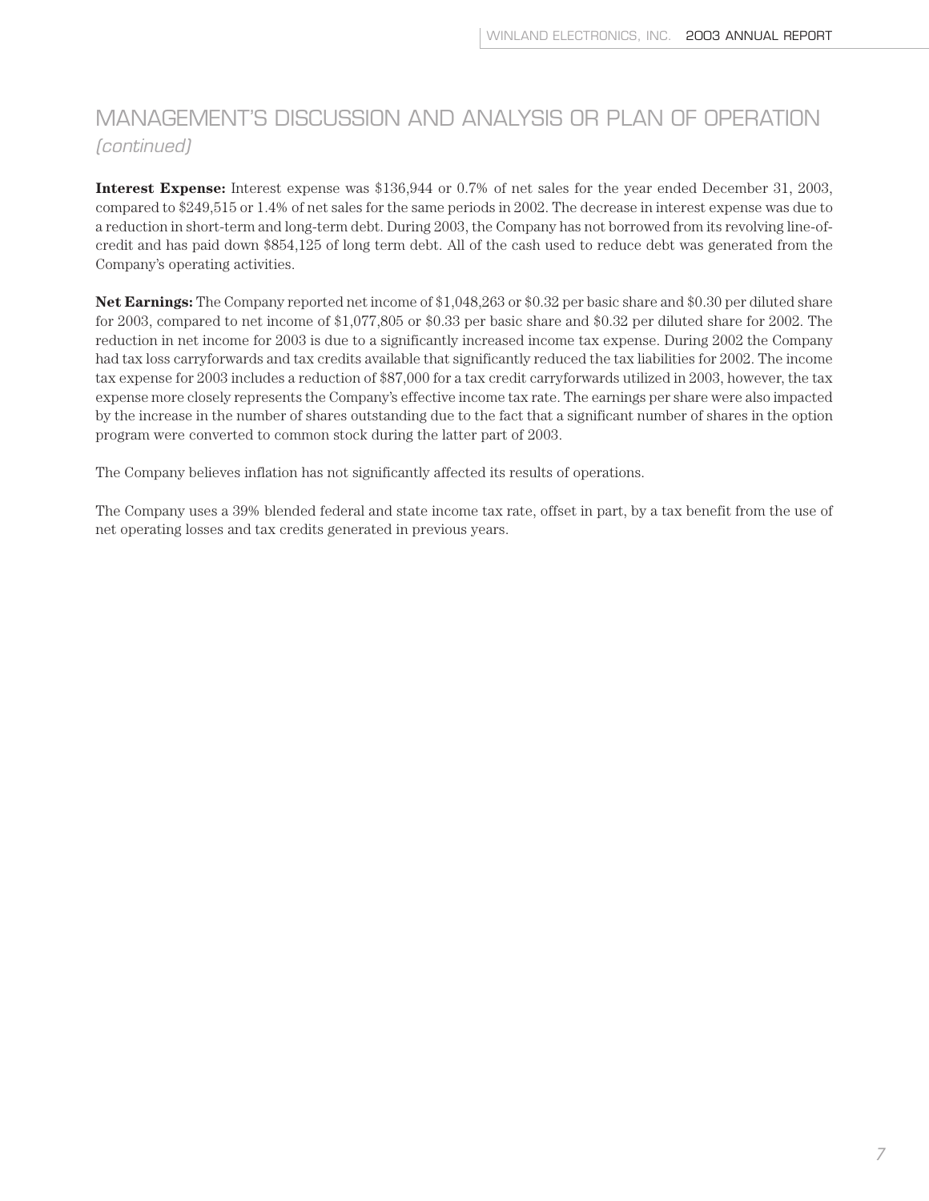## MANAGEMENT'S DISCUSSION AND ANALYSIS OR PLAN OF OPERATION

*(continued)*

**Interest Expense:** Interest expense was $136,944 or 0.7% of net sales for the year ended December 31, 2003, compared to $249,515 or 1.4% of net sales for the same periods in 2002. The decrease in interest expense was due to a reduction in short-term and long-term debt. During 2003, the Company has not borrowed from its revolving line-of-credit and has paid down $854,125 of long term debt. All of the cash used to reduce debt was generated from the Company's operating activities.

**Net Earnings:** The Company reported net income of $1,048,263 or $0.32 per basic share and $0.30 per diluted share for 2003, compared to net income of $1,077,805 or $0.33 per basic share and $0.32 per diluted share for 2002. The reduction in net income for 2003 is due to a significantly increased income tax expense. During 2002 the Company had tax loss carryforwards and tax credits available that significantly reduced the tax liabilities for 2002. The income tax expense for 2003 includes a reduction of $87,000 for a tax credit carryforwards utilized in 2003, however, the tax expense more closely represents the Company's effective income tax rate. The earnings per share were also impacted by the increase in the number of shares outstanding due to the fact that a significant number of shares in the option program were converted to common stock during the latter part of 2003.

The Company believes inflation has not significantly affected its results of operations.

The Company uses a 39% blended federal and state income tax rate, offset in part, by a tax benefit from the use of net operating losses and tax credits generated in previous years.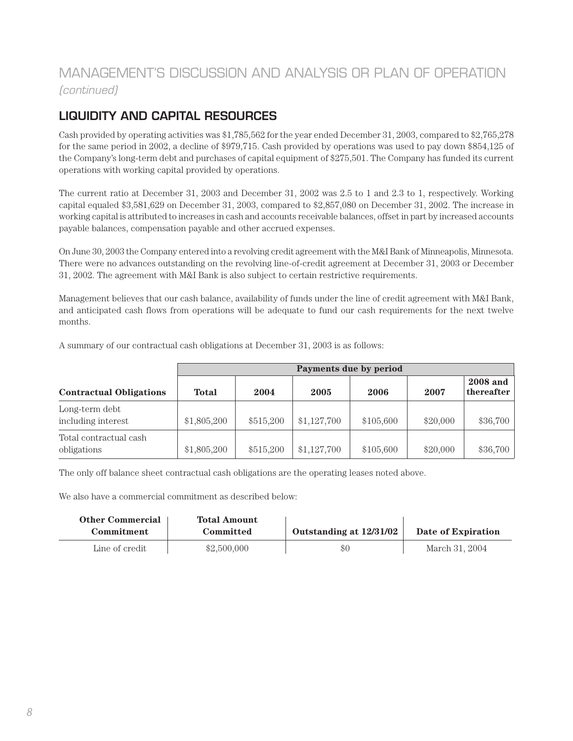# MANAGEMENT'S DISCUSSION AND ANALYSIS OR PLAN OF OPERATION

*(continued)*

## LIQUIDITY AND CAPITAL RESOURCES

Cash provided by operating activities was $1,785,562 for the year ended December 31, 2003, compared to $2,765,278 for the same period in 2002, a decline of $979,715. Cash provided by operations was used to pay down $854,125 of the Company's long-term debt and purchases of capital equipment of $275,501. The Company has funded its current operations with working capital provided by operations.

The current ratio at December 31, 2003 and December 31, 2002 was 2.5 to 1 and 2.3 to 1, respectively. Working capital equaled $3,581,629 on December 31, 2003, compared to $2,857,080 on December 31, 2002. The increase in working capital is attributed to increases in cash and accounts receivable balances, offset in part by increased accounts payable balances, compensation payable and other accrued expenses.

On June 30, 2003 the Company entered into a revolving credit agreement with the M&I Bank of Minneapolis, Minnesota. There were no advances outstanding on the revolving line-of-credit agreement at December 31, 2003 or December 31, 2002. The agreement with M&I Bank is also subject to certain restrictive requirements.

Management believes that our cash balance, availability of funds under the line of credit agreement with M&I Bank, and anticipated cash flows from operations will be adequate to fund our cash requirements for the next twelve months.

A summary of our contractual cash obligations at December 31, 2003 is as follows:

| | Payments due by period | | | | | |
|---|---|---|---|---|---|---|
| **Contractual Obligations** | **Total** | **2004** | **2005** | **2006** | **2007** | **2008 and thereafter** |
| Long-term debt including interest | $1,805,200 | $515,200 | $1,127,700 | $105,600 | $20,000 | $36,700 |
| Total contractual cash obligations | $1,805,200 | $515,200 | $1,127,700 | $105,600 | $20,000 | $36,700 |

The only off balance sheet contractual cash obligations are the operating leases noted above.

We also have a commercial commitment as described below:

| Other Commercial Commitment | Total Amount Committed | Outstanding at 12/31/02 | Date of Expiration |
|---|---|---|---|
| Line of credit | $2,500,000 | $0 | March 31, 2004 |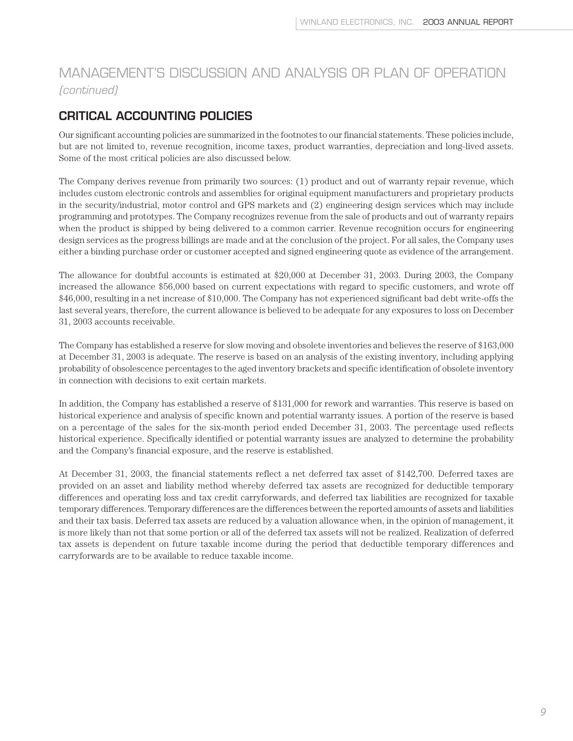# MANAGEMENT'S DISCUSSION AND ANALYSIS OR PLAN OF OPERATION *(continued)*

## CRITICAL ACCOUNTING POLICIES

Our significant accounting policies are summarized in the footnotes to our financial statements. These policies include, but are not limited to, revenue recognition, income taxes, product warranties, depreciation and long-lived assets. Some of the most critical policies are also discussed below.

The Company derives revenue from primarily two sources: (1) product and out of warranty repair revenue, which includes custom electronic controls and assemblies for original equipment manufacturers and proprietary products in the security/industrial, motor control and GPS markets and (2) engineering design services which may include programming and prototypes. The Company recognizes revenue from the sale of products and out of warranty repairs when the product is shipped by being delivered to a common carrier. Revenue recognition occurs for engineering design services as the progress billings are made and at the conclusion of the project. For all sales, the Company uses either a binding purchase order or customer accepted and signed engineering quote as evidence of the arrangement.

The allowance for doubtful accounts is estimated at $20,000 at December 31, 2003. During 2003, the Company increased the allowance $56,000 based on current expectations with regard to specific customers, and wrote off $46,000, resulting in a net increase of $10,000. The Company has not experienced significant bad debt write-offs the last several years, therefore, the current allowance is believed to be adequate for any exposures to loss on December 31, 2003 accounts receivable.

The Company has established a reserve for slow moving and obsolete inventories and believes the reserve of $163,000 at December 31, 2003 is adequate. The reserve is based on an analysis of the existing inventory, including applying probability of obsolescence percentages to the aged inventory brackets and specific identification of obsolete inventory in connection with decisions to exit certain markets.

In addition, the Company has established a reserve of $131,000 for rework and warranties. This reserve is based on historical experience and analysis of specific known and potential warranty issues. A portion of the reserve is based on a percentage of the sales for the six-month period ended December 31, 2003. The percentage used reflects historical experience. Specifically identified or potential warranty issues are analyzed to determine the probability and the Company's financial exposure, and the reserve is established.

At December 31, 2003, the financial statements reflect a net deferred tax asset of $142,700. Deferred taxes are provided on an asset and liability method whereby deferred tax assets are recognized for deductible temporary differences and operating loss and tax credit carryforwards, and deferred tax liabilities are recognized for taxable temporary differences. Temporary differences are the differences between the reported amounts of assets and liabilities and their tax basis. Deferred tax assets are reduced by a valuation allowance when, in the opinion of management, it is more likely than not that some portion or all of the deferred tax assets will not be realized. Realization of deferred tax assets is dependent on future taxable income during the period that deductible temporary differences and carryforwards are to be available to reduce taxable income.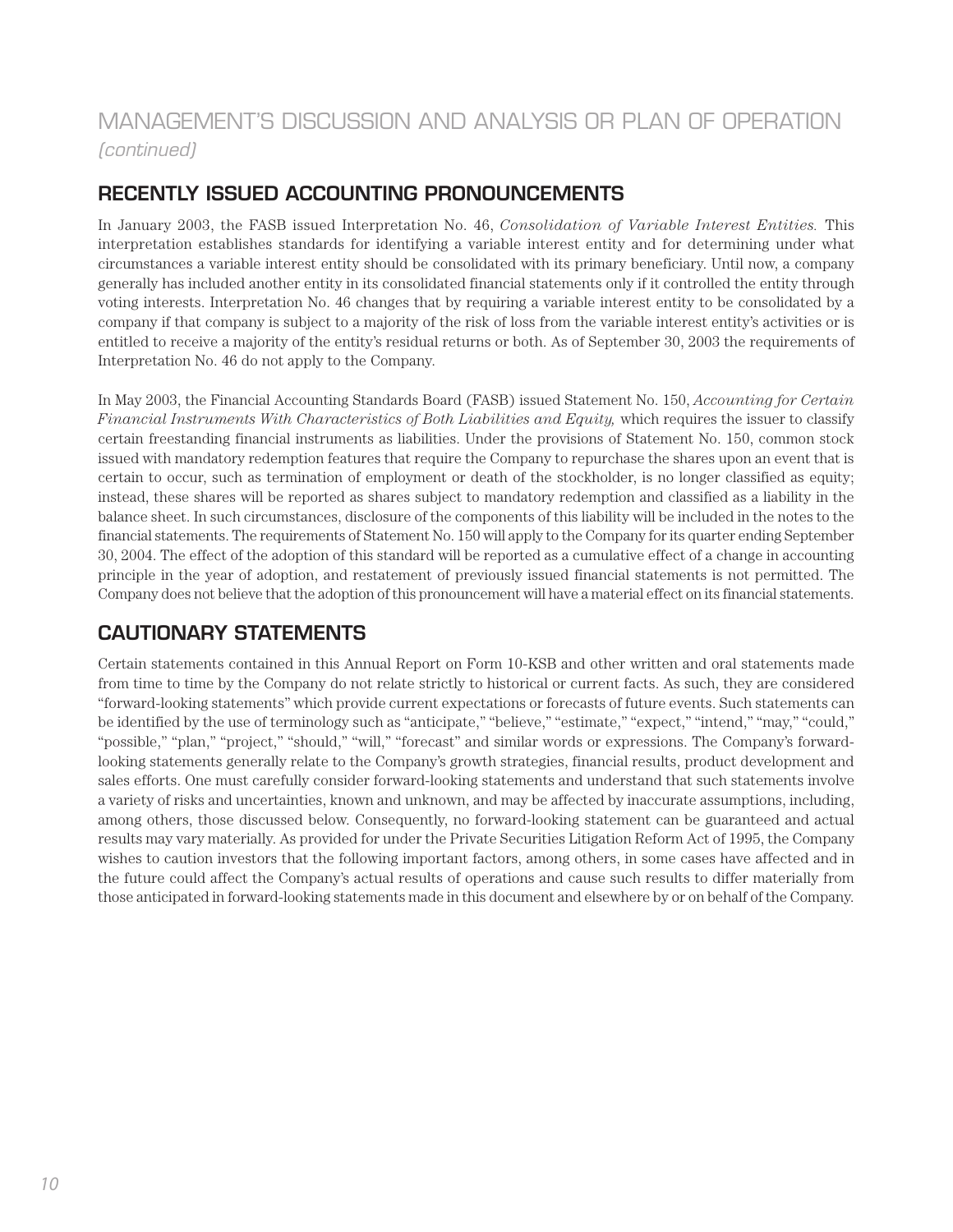# MANAGEMENT'S DISCUSSION AND ANALYSIS OR PLAN OF OPERATION *(continued)*

## RECENTLY ISSUED ACCOUNTING PRONOUNCEMENTS

In January 2003, the FASB issued Interpretation No. 46, *Consolidation of Variable Interest Entities.* This interpretation establishes standards for identifying a variable interest entity and for determining under what circumstances a variable interest entity should be consolidated with its primary beneficiary. Until now, a company generally has included another entity in its consolidated financial statements only if it controlled the entity through voting interests. Interpretation No. 46 changes that by requiring a variable interest entity to be consolidated by a company if that company is subject to a majority of the risk of loss from the variable interest entity's activities or is entitled to receive a majority of the entity's residual returns or both. As of September 30, 2003 the requirements of Interpretation No. 46 do not apply to the Company.

In May 2003, the Financial Accounting Standards Board (FASB) issued Statement No. 150, *Accounting for Certain Financial Instruments With Characteristics of Both Liabilities and Equity,* which requires the issuer to classify certain freestanding financial instruments as liabilities. Under the provisions of Statement No. 150, common stock issued with mandatory redemption features that require the Company to repurchase the shares upon an event that is certain to occur, such as termination of employment or death of the stockholder, is no longer classified as equity; instead, these shares will be reported as shares subject to mandatory redemption and classified as a liability in the balance sheet. In such circumstances, disclosure of the components of this liability will be included in the notes to the financial statements. The requirements of Statement No. 150 will apply to the Company for its quarter ending September 30, 2004. The effect of the adoption of this standard will be reported as a cumulative effect of a change in accounting principle in the year of adoption, and restatement of previously issued financial statements is not permitted. The Company does not believe that the adoption of this pronouncement will have a material effect on its financial statements.

## CAUTIONARY STATEMENTS

Certain statements contained in this Annual Report on Form 10-KSB and other written and oral statements made from time to time by the Company do not relate strictly to historical or current facts. As such, they are considered "forward-looking statements" which provide current expectations or forecasts of future events. Such statements can be identified by the use of terminology such as "anticipate," "believe," "estimate," "expect," "intend," "may," "could," "possible," "plan," "project," "should," "will," "forecast" and similar words or expressions. The Company's forward-looking statements generally relate to the Company's growth strategies, financial results, product development and sales efforts. One must carefully consider forward-looking statements and understand that such statements involve a variety of risks and uncertainties, known and unknown, and may be affected by inaccurate assumptions, including, among others, those discussed below. Consequently, no forward-looking statement can be guaranteed and actual results may vary materially. As provided for under the Private Securities Litigation Reform Act of 1995, the Company wishes to caution investors that the following important factors, among others, in some cases have affected and in the future could affect the Company's actual results of operations and cause such results to differ materially from those anticipated in forward-looking statements made in this document and elsewhere by or on behalf of the Company.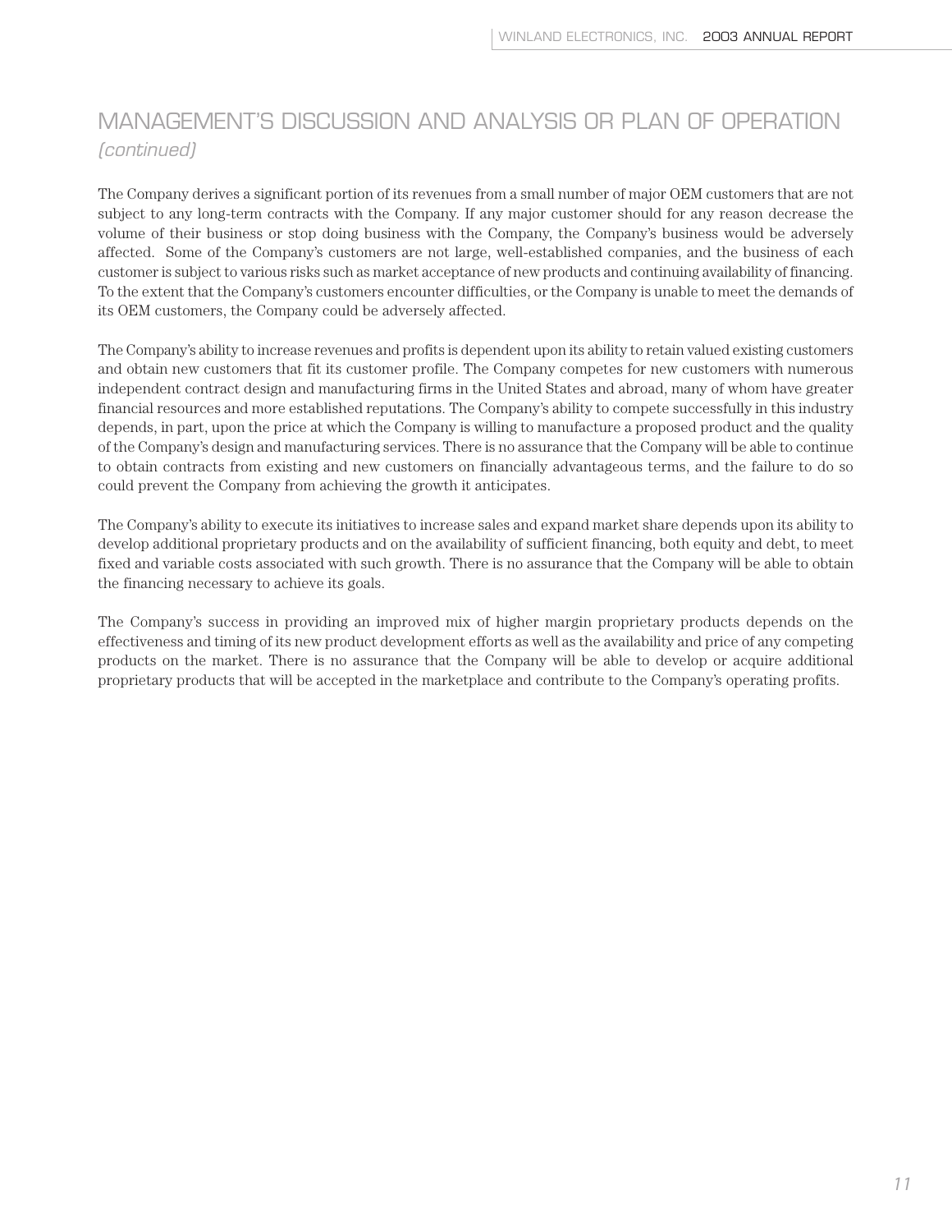# MANAGEMENT'S DISCUSSION AND ANALYSIS OR PLAN OF OPERATION *(continued)*

The Company derives a significant portion of its revenues from a small number of major OEM customers that are not subject to any long-term contracts with the Company. If any major customer should for any reason decrease the volume of their business or stop doing business with the Company, the Company's business would be adversely affected. Some of the Company's customers are not large, well-established companies, and the business of each customer is subject to various risks such as market acceptance of new products and continuing availability of financing. To the extent that the Company's customers encounter difficulties, or the Company is unable to meet the demands of its OEM customers, the Company could be adversely affected.

The Company's ability to increase revenues and profits is dependent upon its ability to retain valued existing customers and obtain new customers that fit its customer profile. The Company competes for new customers with numerous independent contract design and manufacturing firms in the United States and abroad, many of whom have greater financial resources and more established reputations. The Company's ability to compete successfully in this industry depends, in part, upon the price at which the Company is willing to manufacture a proposed product and the quality of the Company's design and manufacturing services. There is no assurance that the Company will be able to continue to obtain contracts from existing and new customers on financially advantageous terms, and the failure to do so could prevent the Company from achieving the growth it anticipates.

The Company's ability to execute its initiatives to increase sales and expand market share depends upon its ability to develop additional proprietary products and on the availability of sufficient financing, both equity and debt, to meet fixed and variable costs associated with such growth. There is no assurance that the Company will be able to obtain the financing necessary to achieve its goals.

The Company's success in providing an improved mix of higher margin proprietary products depends on the effectiveness and timing of its new product development efforts as well as the availability and price of any competing products on the market. There is no assurance that the Company will be able to develop or acquire additional proprietary products that will be accepted in the marketplace and contribute to the Company's operating profits.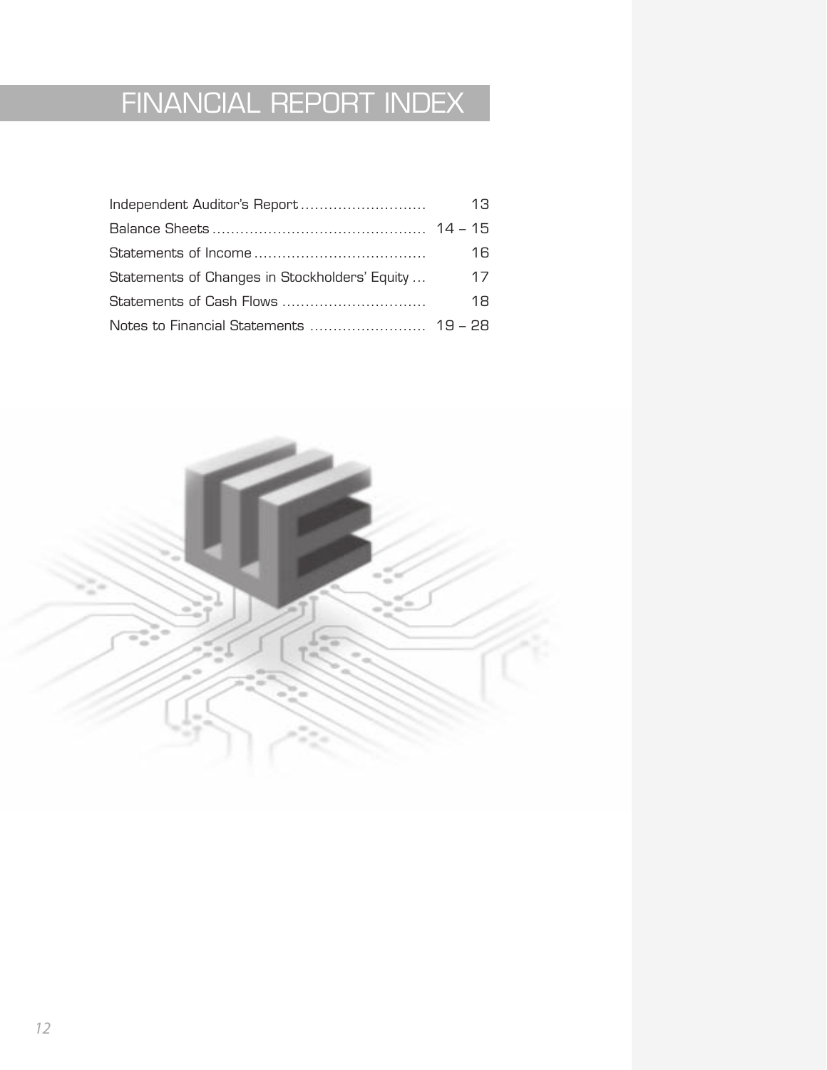# FINANCIAL REPORT INDEX

| | |
|---|---|
| Independent Auditor's Report | 13 |
| Balance Sheets | 14 – 15 |
| Statements of Income | 16 |
| Statements of Changes in Stockholders' Equity | 17 |
| Statements of Cash Flows | 18 |
| Notes to Financial Statements | 19 – 28 |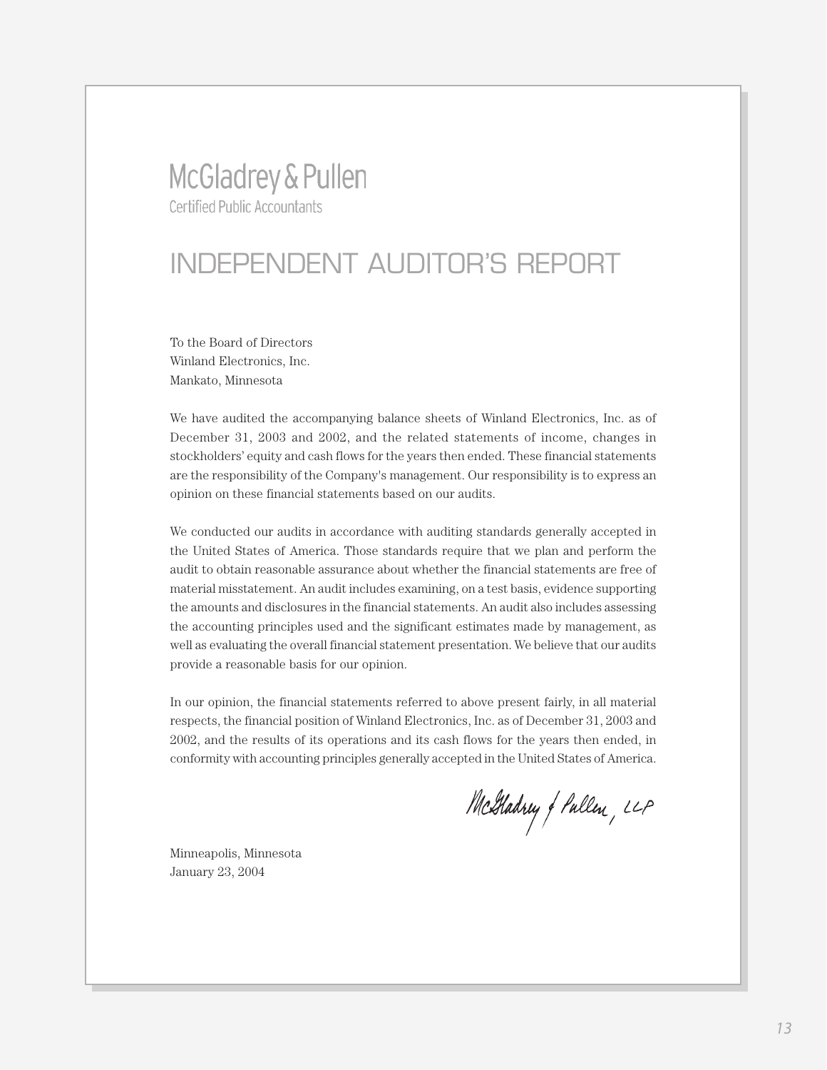McGladrey & Pullen

Certified Public Accountants

# INDEPENDENT AUDITOR'S REPORT

To the Board of Directors
Winland Electronics, Inc.
Mankato, Minnesota

We have audited the accompanying balance sheets of Winland Electronics, Inc. as of December 31, 2003 and 2002, and the related statements of income, changes in stockholders' equity and cash flows for the years then ended. These financial statements are the responsibility of the Company's management. Our responsibility is to express an opinion on these financial statements based on our audits.

We conducted our audits in accordance with auditing standards generally accepted in the United States of America. Those standards require that we plan and perform the audit to obtain reasonable assurance about whether the financial statements are free of material misstatement. An audit includes examining, on a test basis, evidence supporting the amounts and disclosures in the financial statements. An audit also includes assessing the accounting principles used and the significant estimates made by management, as well as evaluating the overall financial statement presentation. We believe that our audits provide a reasonable basis for our opinion.

In our opinion, the financial statements referred to above present fairly, in all material respects, the financial position of Winland Electronics, Inc. as of December 31, 2003 and 2002, and the results of its operations and its cash flows for the years then ended, in conformity with accounting principles generally accepted in the United States of America.

McGladrey & Pullen, LLP

Minneapolis, Minnesota
January 23, 2004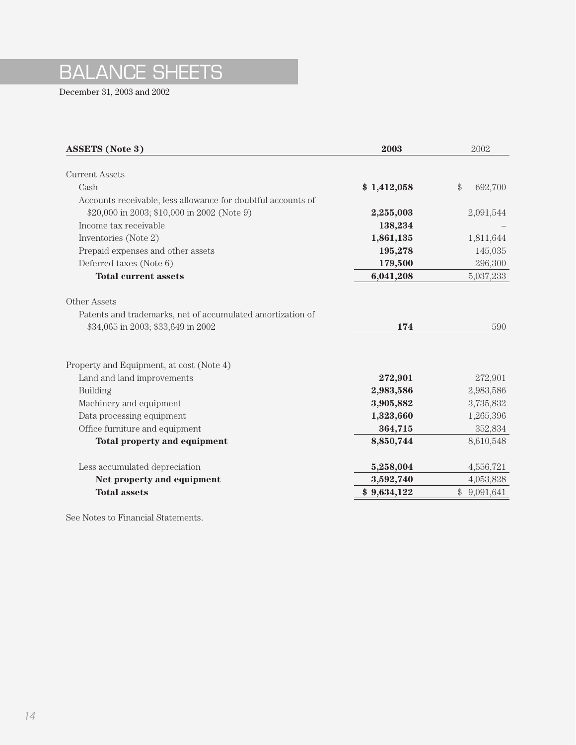# BALANCE SHEETS

December 31, 2003 and 2002

| **ASSETS (Note 3)** | **2003** | 2002 |
|---|---|---|
| Current Assets | | |
| Cash | **$ 1,412,058** | $ 692,700 |
| Accounts receivable, less allowance for doubtful accounts of $20,000 in 2003; $10,000 in 2002 (Note 9) | **2,255,003** | 2,091,544 |
| Income tax receivable | **138,234** | – |
| Inventories (Note 2) | **1,861,135** | 1,811,644 |
| Prepaid expenses and other assets | **195,278** | 145,035 |
| Deferred taxes (Note 6) | **179,500** | 296,300 |
| **Total current assets** | **6,041,208** | 5,037,233 |
| Other Assets | | |
| Patents and trademarks, net of accumulated amortization of $34,065 in 2003; $33,649 in 2002 | **174** | 590 |
| Property and Equipment, at cost (Note 4) | | |
| Land and land improvements | **272,901** | 272,901 |
| Building | **2,983,586** | 2,983,586 |
| Machinery and equipment | **3,905,882** | 3,735,832 |
| Data processing equipment | **1,323,660** | 1,265,396 |
| Office furniture and equipment | **364,715** | 352,834 |
| **Total property and equipment** | **8,850,744** | 8,610,548 |
| Less accumulated depreciation | **5,258,004** | 4,556,721 |
| **Net property and equipment** | **3,592,740** | 4,053,828 |
| **Total assets** | **$ 9,634,122** | $ 9,091,641 |

See Notes to Financial Statements.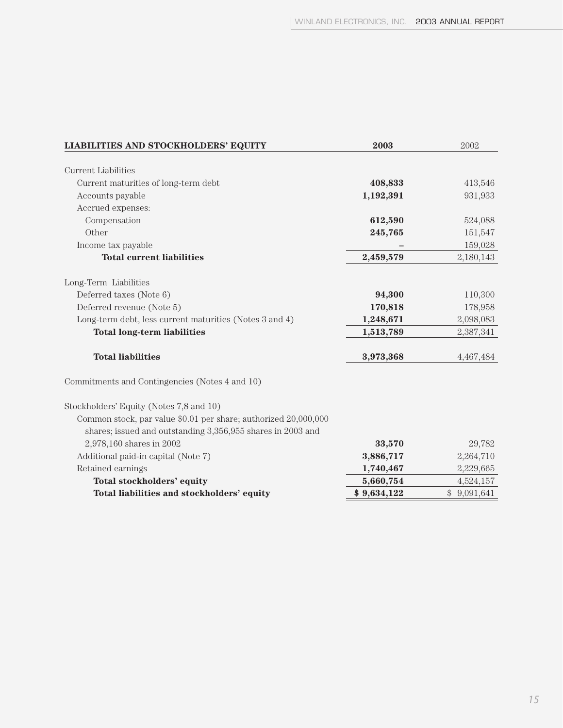| LIABILITIES AND STOCKHOLDERS' EQUITY | 2003 | 2002 |
|---|---|---|
| Current Liabilities | | |
| Current maturities of long-term debt | **408,833** | 413,546 |
| Accounts payable | **1,192,391** | 931,933 |
| Accrued expenses: | | |
| Compensation | **612,590** | 524,088 |
| Other | **245,765** | 151,547 |
| Income tax payable | **–** | 159,028 |
| **Total current liabilities** | **2,459,579** | 2,180,143 |
| Long-Term Liabilities | | |
| Deferred taxes (Note 6) | **94,300** | 110,300 |
| Deferred revenue (Note 5) | **170,818** | 178,958 |
| Long-term debt, less current maturities (Notes 3 and 4) | **1,248,671** | 2,098,083 |
| **Total long-term liabilities** | **1,513,789** | 2,387,341 |
| **Total liabilities** | **3,973,368** | 4,467,484 |
| Commitments and Contingencies (Notes 4 and 10) | | |
| Stockholders' Equity (Notes 7,8 and 10) | | |
| Common stock, par value $0.01 per share; authorized 20,000,000 shares; issued and outstanding 3,356,955 shares in 2003 and 2,978,160 shares in 2002 | **33,570** | 29,782 |
| Additional paid-in capital (Note 7) | **3,886,717** | 2,264,710 |
| Retained earnings | **1,740,467** | 2,229,665 |
| **Total stockholders' equity** | **5,660,754** | 4,524,157 |
| **Total liabilities and stockholders' equity** | **$ 9,634,122** | $ 9,091,641 |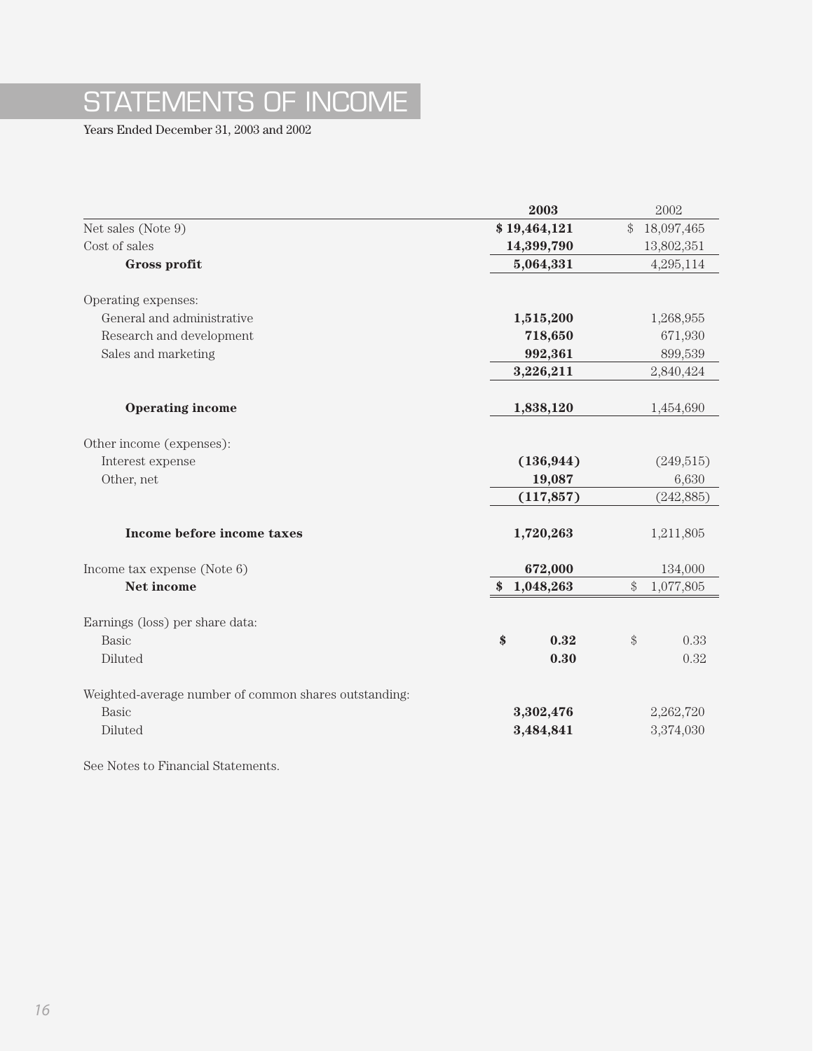# STATEMENTS OF INCOME

Years Ended December 31, 2003 and 2002

| | 2003 | 2002 |
|---|---|---|
| Net sales (Note 9) | **$ 19,464,121** | $ 18,097,465 |
| Cost of sales | **14,399,790** | 13,802,351 |
| **Gross profit** | **5,064,331** | 4,295,114 |
| Operating expenses: | | |
| General and administrative | **1,515,200** | 1,268,955 |
| Research and development | **718,650** | 671,930 |
| Sales and marketing | **992,361** | 899,539 |
| | **3,226,211** | 2,840,424 |
| **Operating income** | **1,838,120** | 1,454,690 |
| Other income (expenses): | | |
| Interest expense | **(136,944)** | (249,515) |
| Other, net | **19,087** | 6,630 |
| | **(117,857)** | (242,885) |
| **Income before income taxes** | **1,720,263** | 1,211,805 |
| Income tax expense (Note 6) | **672,000** | 134,000 |
| **Net income** | **$ 1,048,263** | $ 1,077,805 |
| Earnings (loss) per share data: | | |
| Basic | **$ 0.32** | $ 0.33 |
| Diluted | **0.30** | 0.32 |
| Weighted-average number of common shares outstanding: | | |
| Basic | **3,302,476** | 2,262,720 |
| Diluted | **3,484,841** | 3,374,030 |

See Notes to Financial Statements.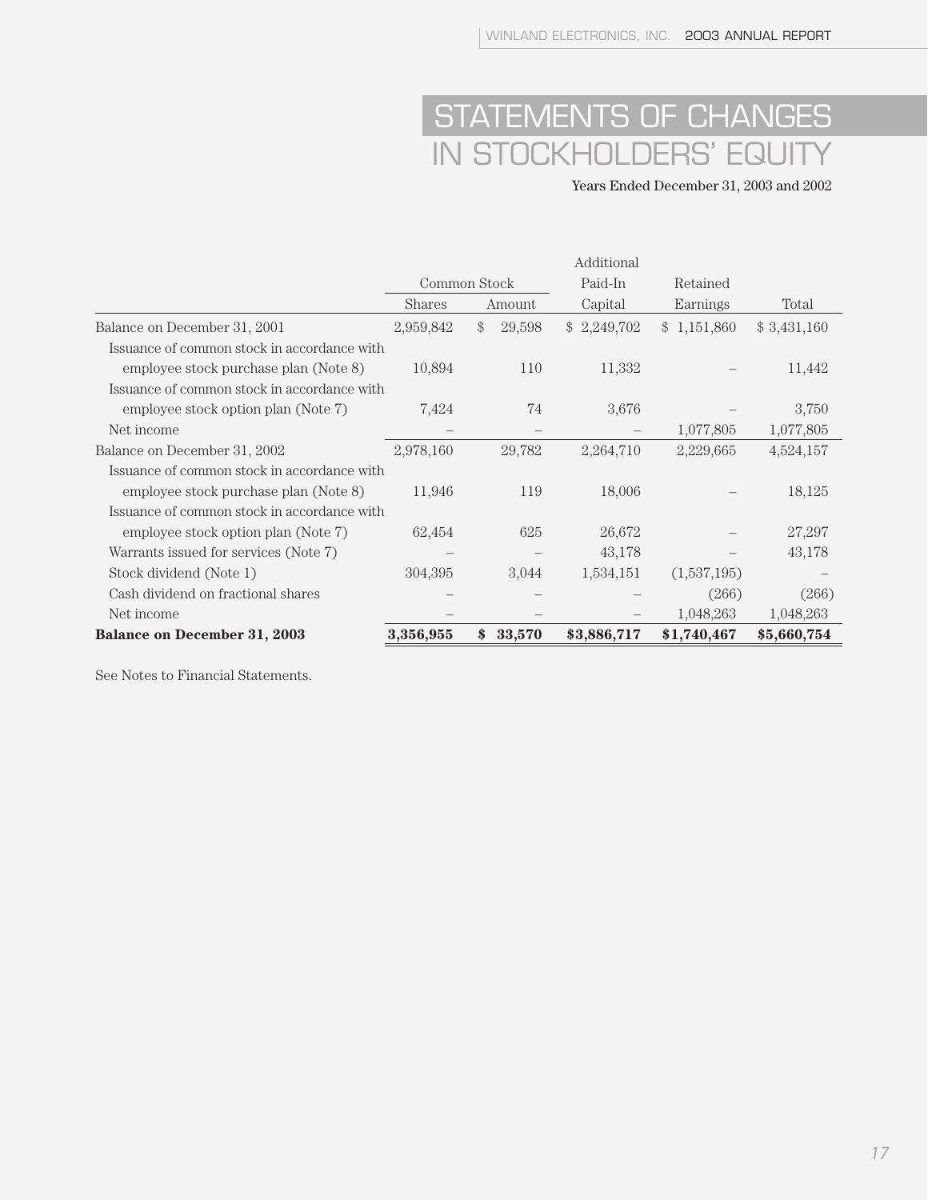# STATEMENTS OF CHANGES IN STOCKHOLDERS' EQUITY

Years Ended December 31, 2003 and 2002

| | Common Stock | | Additional Paid-In | Retained | |
|---|---|---|---|---|---|
| | Shares | Amount | Capital | Earnings | Total |
| Balance on December 31, 2001 | 2,959,842 | $ 29,598 | $ 2,249,702 | $ 1,151,860 | $ 3,431,160 |
| Issuance of common stock in accordance with employee stock purchase plan (Note 8) | 10,894 | 110 | 11,332 | – | 11,442 |
| Issuance of common stock in accordance with employee stock option plan (Note 7) | 7,424 | 74 | 3,676 | – | 3,750 |
| Net income | – | – | – | 1,077,805 | 1,077,805 |
| Balance on December 31, 2002 | 2,978,160 | 29,782 | 2,264,710 | 2,229,665 | 4,524,157 |
| Issuance of common stock in accordance with employee stock purchase plan (Note 8) | 11,946 | 119 | 18,006 | – | 18,125 |
| Issuance of common stock in accordance with employee stock option plan (Note 7) | 62,454 | 625 | 26,672 | – | 27,297 |
| Warrants issued for services (Note 7) | – | – | 43,178 | – | 43,178 |
| Stock dividend (Note 1) | 304,395 | 3,044 | 1,534,151 | (1,537,195) | – |
| Cash dividend on fractional shares | – | – | – | (266) | (266) |
| Net income | – | – | – | 1,048,263 | 1,048,263 |
| **Balance on December 31, 2003** | **3,356,955** | **$ 33,570** | **$3,886,717** | **$1,740,467** | **$5,660,754** |

See Notes to Financial Statements.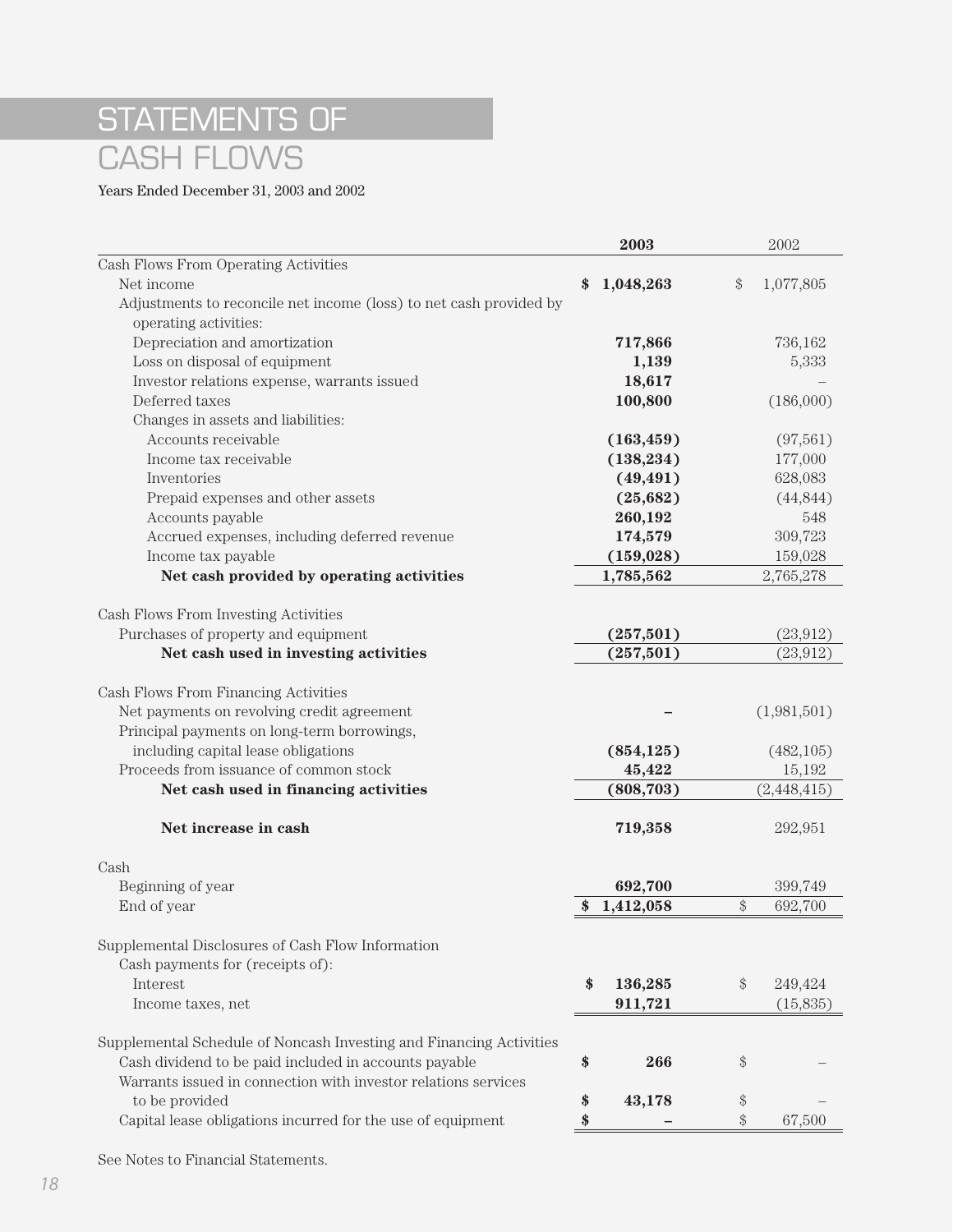# STATEMENTS OF CASH FLOWS

Years Ended December 31, 2003 and 2002

| | 2003 | 2002 |
|---|---|---|
| Cash Flows From Operating Activities | | |
| Net income | **$ 1,048,263** | $ 1,077,805 |
| Adjustments to reconcile net income (loss) to net cash provided by operating activities: | | |
| Depreciation and amortization | **717,866** | 736,162 |
| Loss on disposal of equipment | **1,139** | 5,333 |
| Investor relations expense, warrants issued | **18,617** | – |
| Deferred taxes | **100,800** | (186,000) |
| Changes in assets and liabilities: | | |
| Accounts receivable | **(163,459)** | (97,561) |
| Income tax receivable | **(138,234)** | 177,000 |
| Inventories | **(49,491)** | 628,083 |
| Prepaid expenses and other assets | **(25,682)** | (44,844) |
| Accounts payable | **260,192** | 548 |
| Accrued expenses, including deferred revenue | **174,579** | 309,723 |
| Income tax payable | **(159,028)** | 159,028 |
| **Net cash provided by operating activities** | **1,785,562** | 2,765,278 |
| | | |
| Cash Flows From Investing Activities | | |
| Purchases of property and equipment | **(257,501)** | (23,912) |
| **Net cash used in investing activities** | **(257,501)** | (23,912) |
| | | |
| Cash Flows From Financing Activities | | |
| Net payments on revolving credit agreement | **–** | (1,981,501) |
| Principal payments on long-term borrowings, including capital lease obligations | **(854,125)** | (482,105) |
| Proceeds from issuance of common stock | **45,422** | 15,192 |
| **Net cash used in financing activities** | **(808,703)** | (2,448,415) |
| | | |
| **Net increase in cash** | **719,358** | 292,951 |
| | | |
| Cash | | |
| Beginning of year | **692,700** | 399,749 |
| End of year | **$ 1,412,058** | $ 692,700 |
| | | |
| Supplemental Disclosures of Cash Flow Information | | |
| Cash payments for (receipts of): | | |
| Interest | **$ 136,285** | $ 249,424 |
| Income taxes, net | **911,721** | (15,835) |
| | | |
| Supplemental Schedule of Noncash Investing and Financing Activities | | |
| Cash dividend to be paid included in accounts payable | **$ 266** | $ – |
| Warrants issued in connection with investor relations services to be provided | **$ 43,178** | $ – |
| Capital lease obligations incurred for the use of equipment | **$ –** | $ 67,500 |

See Notes to Financial Statements.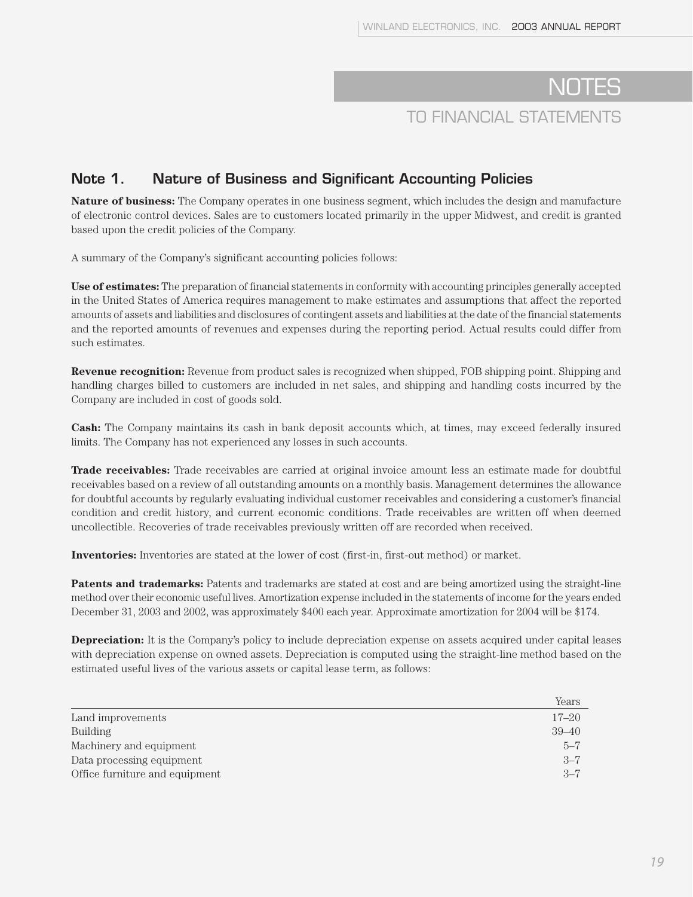# NOTES

## TO FINANCIAL STATEMENTS

### Note 1. Nature of Business and Significant Accounting Policies

**Nature of business:** The Company operates in one business segment, which includes the design and manufacture of electronic control devices. Sales are to customers located primarily in the upper Midwest, and credit is granted based upon the credit policies of the Company.

A summary of the Company's significant accounting policies follows:

**Use of estimates:** The preparation of financial statements in conformity with accounting principles generally accepted in the United States of America requires management to make estimates and assumptions that affect the reported amounts of assets and liabilities and disclosures of contingent assets and liabilities at the date of the financial statements and the reported amounts of revenues and expenses during the reporting period. Actual results could differ from such estimates.

**Revenue recognition:** Revenue from product sales is recognized when shipped, FOB shipping point. Shipping and handling charges billed to customers are included in net sales, and shipping and handling costs incurred by the Company are included in cost of goods sold.

**Cash:** The Company maintains its cash in bank deposit accounts which, at times, may exceed federally insured limits. The Company has not experienced any losses in such accounts.

**Trade receivables:** Trade receivables are carried at original invoice amount less an estimate made for doubtful receivables based on a review of all outstanding amounts on a monthly basis. Management determines the allowance for doubtful accounts by regularly evaluating individual customer receivables and considering a customer's financial condition and credit history, and current economic conditions. Trade receivables are written off when deemed uncollectible. Recoveries of trade receivables previously written off are recorded when received.

**Inventories:** Inventories are stated at the lower of cost (first-in, first-out method) or market.

**Patents and trademarks:** Patents and trademarks are stated at cost and are being amortized using the straight-line method over their economic useful lives. Amortization expense included in the statements of income for the years ended December 31, 2003 and 2002, was approximately $400 each year. Approximate amortization for 2004 will be $174.

**Depreciation:** It is the Company's policy to include depreciation expense on assets acquired under capital leases with depreciation expense on owned assets. Depreciation is computed using the straight-line method based on the estimated useful lives of the various assets or capital lease term, as follows:

| | Years |
|---|---|
| Land improvements | 17–20 |
| Building | 39–40 |
| Machinery and equipment | 5–7 |
| Data processing equipment | 3–7 |
| Office furniture and equipment | 3–7 |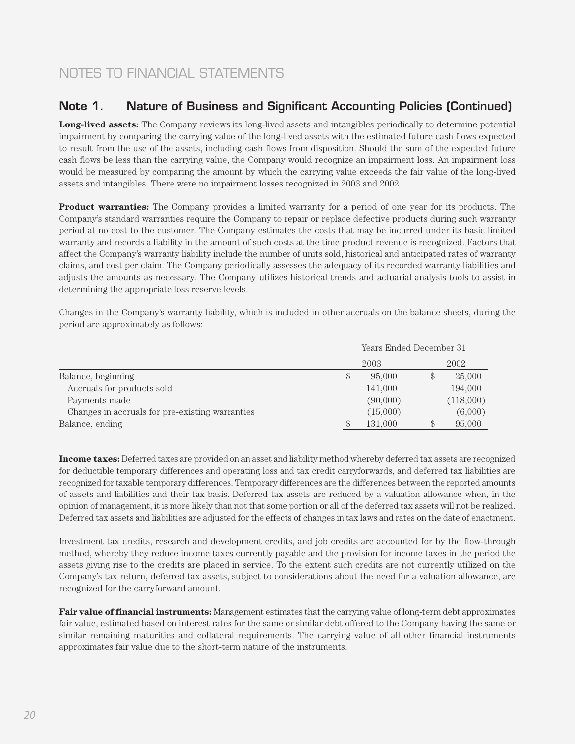# NOTES TO FINANCIAL STATEMENTS

## Note 1. Nature of Business and Significant Accounting Policies (Continued)

**Long-lived assets:** The Company reviews its long-lived assets and intangibles periodically to determine potential impairment by comparing the carrying value of the long-lived assets with the estimated future cash flows expected to result from the use of the assets, including cash flows from disposition. Should the sum of the expected future cash flows be less than the carrying value, the Company would recognize an impairment loss. An impairment loss would be measured by comparing the amount by which the carrying value exceeds the fair value of the long-lived assets and intangibles. There were no impairment losses recognized in 2003 and 2002.

**Product warranties:** The Company provides a limited warranty for a period of one year for its products. The Company's standard warranties require the Company to repair or replace defective products during such warranty period at no cost to the customer. The Company estimates the costs that may be incurred under its basic limited warranty and records a liability in the amount of such costs at the time product revenue is recognized. Factors that affect the Company's warranty liability include the number of units sold, historical and anticipated rates of warranty claims, and cost per claim. The Company periodically assesses the adequacy of its recorded warranty liabilities and adjusts the amounts as necessary. The Company utilizes historical trends and actuarial analysis tools to assist in determining the appropriate loss reserve levels.

Changes in the Company's warranty liability, which is included in other accruals on the balance sheets, during the period are approximately as follows:

| | Years Ended December 31 | |
|---|---|---|
| | 2003 | 2002 |
| Balance, beginning | $ 95,000 | $ 25,000 |
| Accruals for products sold | 141,000 | 194,000 |
| Payments made | (90,000) | (118,000) |
| Changes in accruals for pre-existing warranties | (15,000) | (6,000) |
| Balance, ending | $ 131,000 | $ 95,000 |

**Income taxes:** Deferred taxes are provided on an asset and liability method whereby deferred tax assets are recognized for deductible temporary differences and operating loss and tax credit carryforwards, and deferred tax liabilities are recognized for taxable temporary differences. Temporary differences are the differences between the reported amounts of assets and liabilities and their tax basis. Deferred tax assets are reduced by a valuation allowance when, in the opinion of management, it is more likely than not that some portion or all of the deferred tax assets will not be realized. Deferred tax assets and liabilities are adjusted for the effects of changes in tax laws and rates on the date of enactment.

Investment tax credits, research and development credits, and job credits are accounted for by the flow-through method, whereby they reduce income taxes currently payable and the provision for income taxes in the period the assets giving rise to the credits are placed in service. To the extent such credits are not currently utilized on the Company's tax return, deferred tax assets, subject to considerations about the need for a valuation allowance, are recognized for the carryforward amount.

**Fair value of financial instruments:** Management estimates that the carrying value of long-term debt approximates fair value, estimated based on interest rates for the same or similar debt offered to the Company having the same or similar remaining maturities and collateral requirements. The carrying value of all other financial instruments approximates fair value due to the short-term nature of the instruments.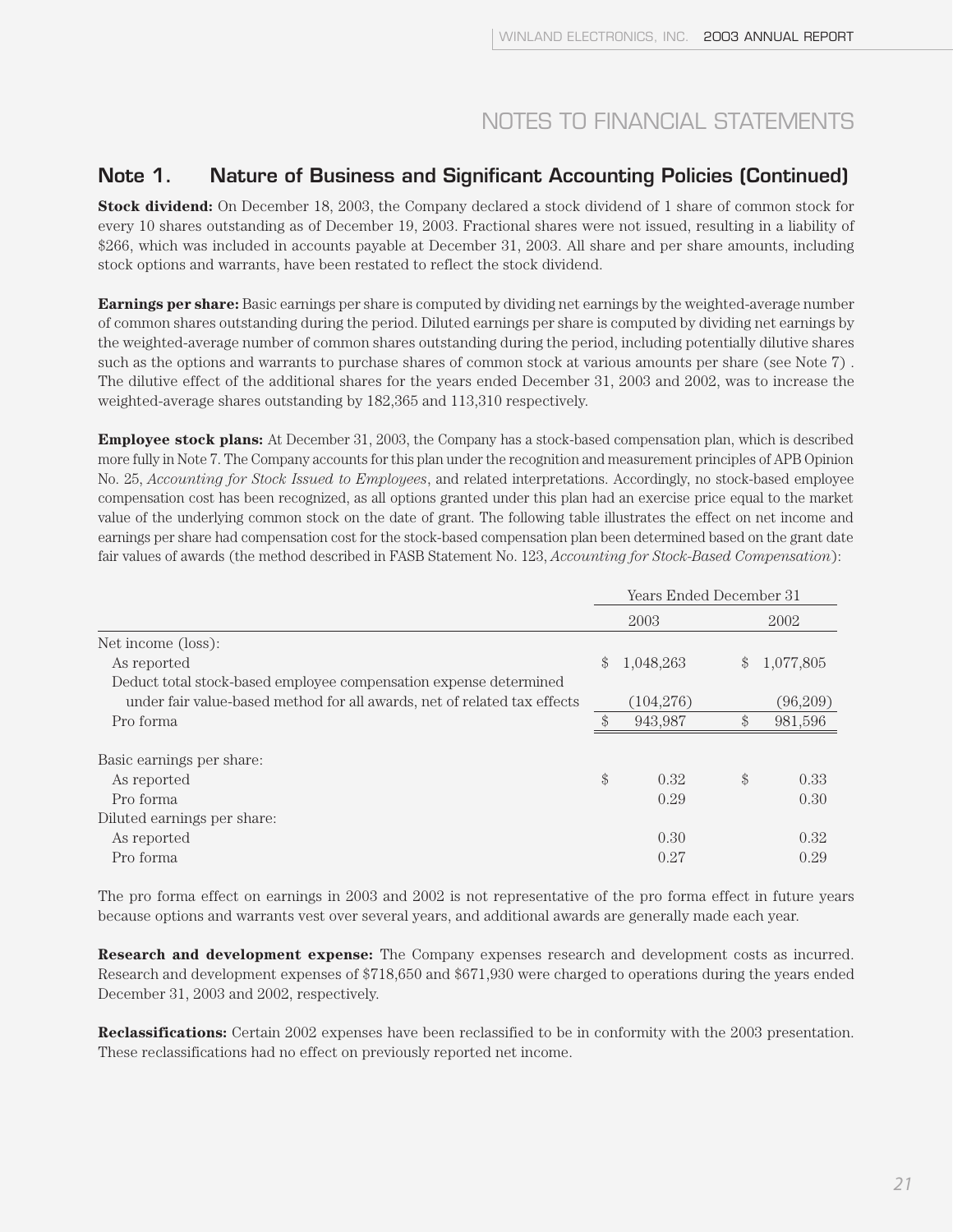# NOTES TO FINANCIAL STATEMENTS

## Note 1. Nature of Business and Significant Accounting Policies (Continued)

**Stock dividend:** On December 18, 2003, the Company declared a stock dividend of 1 share of common stock for every 10 shares outstanding as of December 19, 2003. Fractional shares were not issued, resulting in a liability of $266, which was included in accounts payable at December 31, 2003. All share and per share amounts, including stock options and warrants, have been restated to reflect the stock dividend.

**Earnings per share:** Basic earnings per share is computed by dividing net earnings by the weighted-average number of common shares outstanding during the period. Diluted earnings per share is computed by dividing net earnings by the weighted-average number of common shares outstanding during the period, including potentially dilutive shares such as the options and warrants to purchase shares of common stock at various amounts per share (see Note 7) . The dilutive effect of the additional shares for the years ended December 31, 2003 and 2002, was to increase the weighted-average shares outstanding by 182,365 and 113,310 respectively.

**Employee stock plans:** At December 31, 2003, the Company has a stock-based compensation plan, which is described more fully in Note 7. The Company accounts for this plan under the recognition and measurement principles of APB Opinion No. 25, *Accounting for Stock Issued to Employees*, and related interpretations. Accordingly, no stock-based employee compensation cost has been recognized, as all options granted under this plan had an exercise price equal to the market value of the underlying common stock on the date of grant. The following table illustrates the effect on net income and earnings per share had compensation cost for the stock-based compensation plan been determined based on the grant date fair values of awards (the method described in FASB Statement No. 123, *Accounting for Stock-Based Compensation*):

| | Years Ended December 31 | |
|---|---|---|
| | 2003 | 2002 |
| Net income (loss): | | |
| As reported | $ 1,048,263 | $ 1,077,805 |
| Deduct total stock-based employee compensation expense determined under fair value-based method for all awards, net of related tax effects | (104,276) | (96,209) |
| Pro forma | $ 943,987 | $ 981,596 |
| Basic earnings per share: | | |
| As reported | $ 0.32 | $ 0.33 |
| Pro forma | 0.29 | 0.30 |
| Diluted earnings per share: | | |
| As reported | 0.30 | 0.32 |
| Pro forma | 0.27 | 0.29 |

The pro forma effect on earnings in 2003 and 2002 is not representative of the pro forma effect in future years because options and warrants vest over several years, and additional awards are generally made each year.

**Research and development expense:** The Company expenses research and development costs as incurred. Research and development expenses of $718,650 and $671,930 were charged to operations during the years ended December 31, 2003 and 2002, respectively.

**Reclassifications:** Certain 2002 expenses have been reclassified to be in conformity with the 2003 presentation. These reclassifications had no effect on previously reported net income.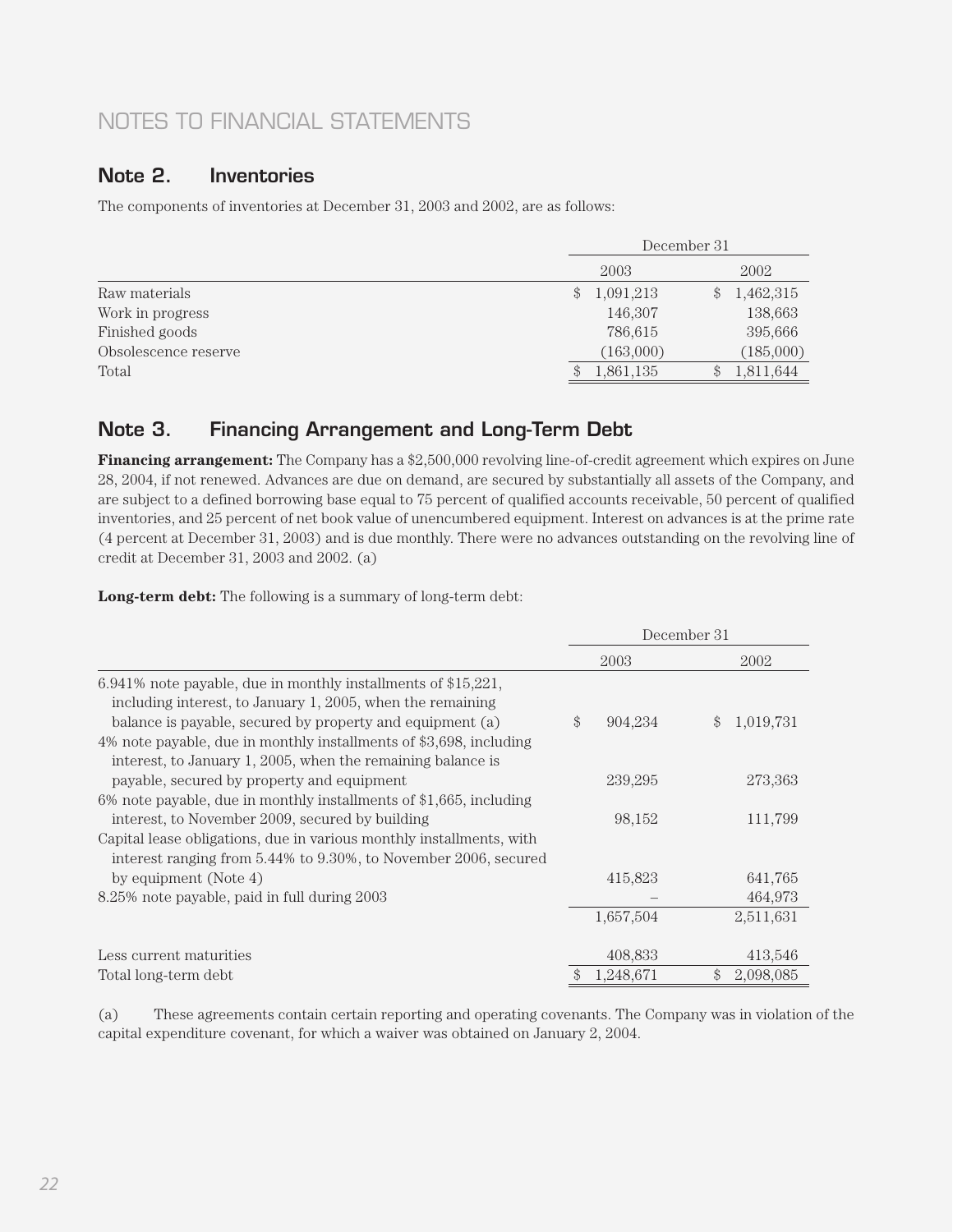# NOTES TO FINANCIAL STATEMENTS

## Note 2. Inventories

The components of inventories at December 31, 2003 and 2002, are as follows:

| | December 31 | |
|---|---|---|
| | 2003 | 2002 |
| Raw materials | $ 1,091,213 | $ 1,462,315 |
| Work in progress | 146,307 | 138,663 |
| Finished goods | 786,615 | 395,666 |
| Obsolescence reserve | (163,000) | (185,000) |
| Total | $ 1,861,135 | $ 1,811,644 |

## Note 3. Financing Arrangement and Long-Term Debt

**Financing arrangement:** The Company has a $2,500,000 revolving line-of-credit agreement which expires on June 28, 2004, if not renewed. Advances are due on demand, are secured by substantially all assets of the Company, and are subject to a defined borrowing base equal to 75 percent of qualified accounts receivable, 50 percent of qualified inventories, and 25 percent of net book value of unencumbered equipment. Interest on advances is at the prime rate (4 percent at December 31, 2003) and is due monthly. There were no advances outstanding on the revolving line of credit at December 31, 2003 and 2002. (a)

**Long-term debt:** The following is a summary of long-term debt:

| | December 31 | |
|---|---|---|
| | 2003 | 2002 |
| 6.941% note payable, due in monthly installments of $15,221, including interest, to January 1, 2005, when the remaining balance is payable, secured by property and equipment (a) | $ 904,234 | $ 1,019,731 |
| 4% note payable, due in monthly installments of $3,698, including interest, to January 1, 2005, when the remaining balance is payable, secured by property and equipment | 239,295 | 273,363 |
| 6% note payable, due in monthly installments of $1,665, including interest, to November 2009, secured by building | 98,152 | 111,799 |
| Capital lease obligations, due in various monthly installments, with interest ranging from 5.44% to 9.30%, to November 2006, secured by equipment (Note 4) | 415,823 | 641,765 |
| 8.25% note payable, paid in full during 2003 | – | 464,973 |
| | 1,657,504 | 2,511,631 |
| Less current maturities | 408,833 | 413,546 |
| Total long-term debt | $ 1,248,671 | $ 2,098,085 |

(a) These agreements contain certain reporting and operating covenants. The Company was in violation of the capital expenditure covenant, for which a waiver was obtained on January 2, 2004.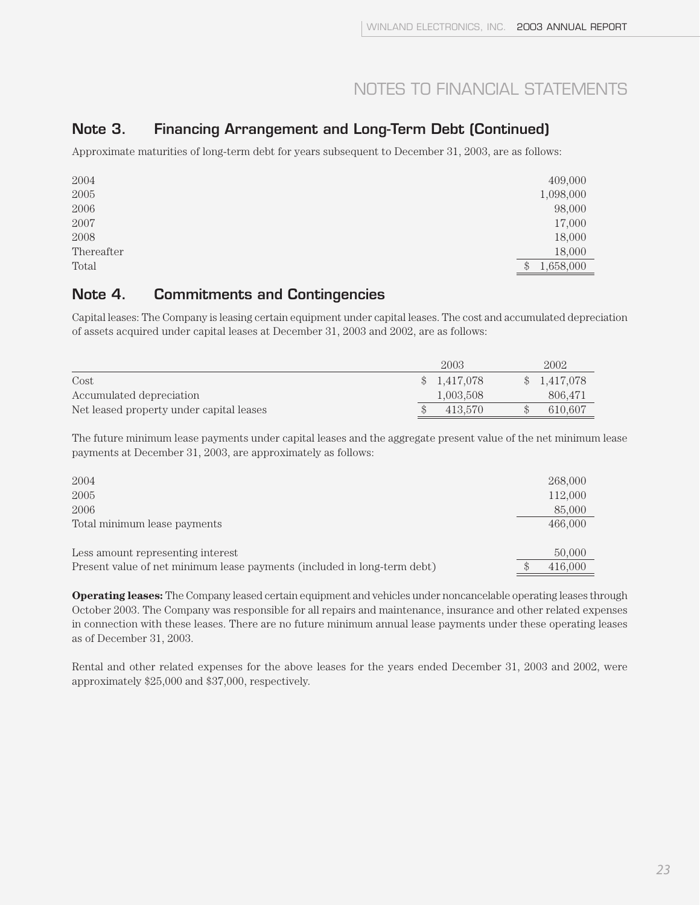# NOTES TO FINANCIAL STATEMENTS

## Note 3. Financing Arrangement and Long-Term Debt (Continued)

Approximate maturities of long-term debt for years subsequent to December 31, 2003, are as follows:

| | |
|---|---:|
| 2004 | 409,000 |
| 2005 | 1,098,000 |
| 2006 | 98,000 |
| 2007 | 17,000 |
| 2008 | 18,000 |
| Thereafter | 18,000 |
| Total | $ 1,658,000 |

## Note 4. Commitments and Contingencies

Capital leases: The Company is leasing certain equipment under capital leases. The cost and accumulated depreciation of assets acquired under capital leases at December 31, 2003 and 2002, are as follows:

| | 2003 | 2002 |
|---|---:|---:|
| Cost | $ 1,417,078 | $ 1,417,078 |
| Accumulated depreciation | 1,003,508 | 806,471 |
| Net leased property under capital leases | $ 413,570 | $ 610,607 |

The future minimum lease payments under capital leases and the aggregate present value of the net minimum lease payments at December 31, 2003, are approximately as follows:

| | |
|---|---:|
| 2004 | 268,000 |
| 2005 | 112,000 |
| 2006 | 85,000 |
| Total minimum lease payments | 466,000 |
| | |
| Less amount representing interest | 50,000 |
| Present value of net minimum lease payments (included in long-term debt) | $ 416,000 |

**Operating leases:** The Company leased certain equipment and vehicles under noncancelable operating leases through October 2003. The Company was responsible for all repairs and maintenance, insurance and other related expenses in connection with these leases. There are no future minimum annual lease payments under these operating leases as of December 31, 2003.

Rental and other related expenses for the above leases for the years ended December 31, 2003 and 2002, were approximately $25,000 and $37,000, respectively.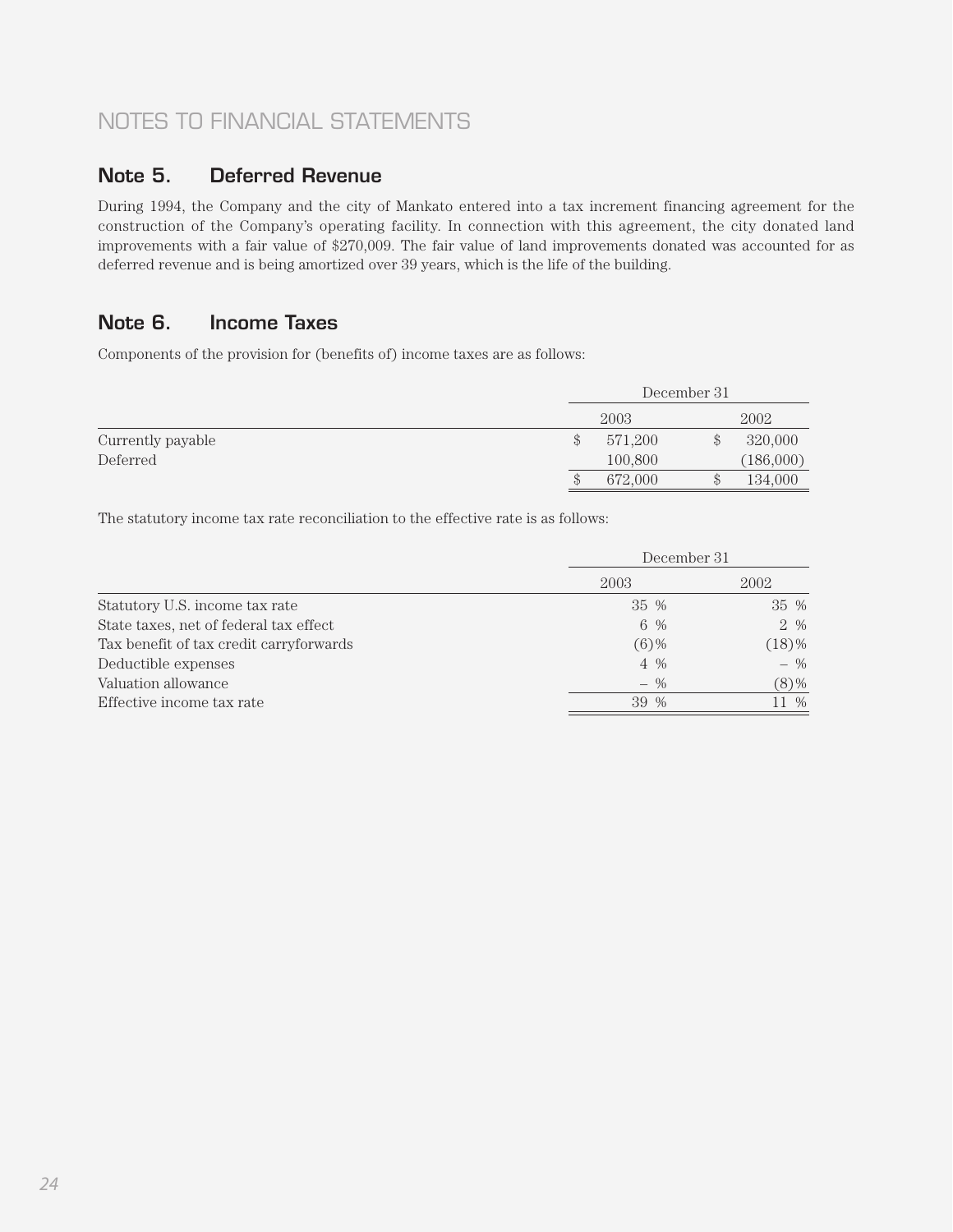# NOTES TO FINANCIAL STATEMENTS

## Note 5. Deferred Revenue

During 1994, the Company and the city of Mankato entered into a tax increment financing agreement for the construction of the Company's operating facility. In connection with this agreement, the city donated land improvements with a fair value of $270,009. The fair value of land improvements donated was accounted for as deferred revenue and is being amortized over 39 years, which is the life of the building.

## Note 6. Income Taxes

Components of the provision for (benefits of) income taxes are as follows:

| | December 31 | |
|---|---|---|
| | 2003 | 2002 |
| Currently payable | $ 571,200 | $ 320,000 |
| Deferred | 100,800 | (186,000) |
| | $ 672,000 | $ 134,000 |

The statutory income tax rate reconciliation to the effective rate is as follows:

| | December 31 | |
|---|---|---|
| | 2003 | 2002 |
| Statutory U.S. income tax rate | 35 % | 35 % |
| State taxes, net of federal tax effect | 6 % | 2 % |
| Tax benefit of tax credit carryforwards | (6)% | (18)% |
| Deductible expenses | 4 % | – % |
| Valuation allowance | – % | (8)% |
| Effective income tax rate | 39 % | 11 % |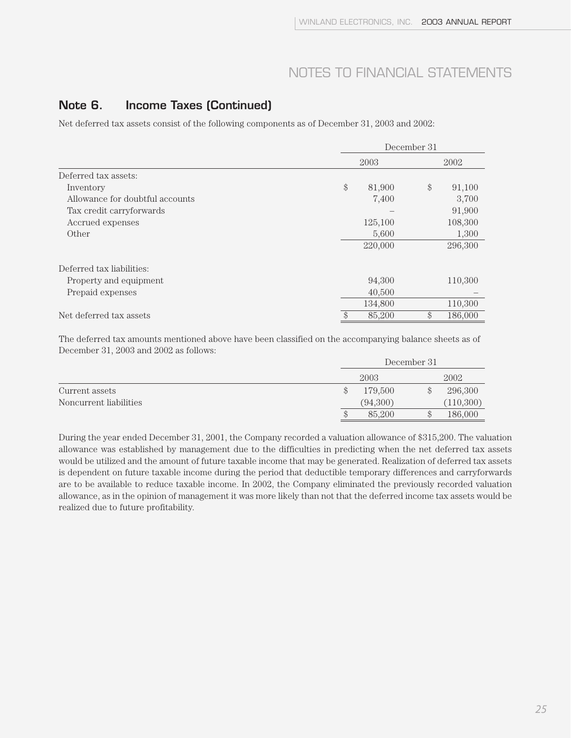# NOTES TO FINANCIAL STATEMENTS

## Note 6. Income Taxes (Continued)

Net deferred tax assets consist of the following components as of December 31, 2003 and 2002:

| | December 31 | |
|---|---|---|
| | 2003 | 2002 |
| Deferred tax assets: | | |
| Inventory | $ 81,900 | $ 91,100 |
| Allowance for doubtful accounts | 7,400 | 3,700 |
| Tax credit carryforwards | – | 91,900 |
| Accrued expenses | 125,100 | 108,300 |
| Other | 5,600 | 1,300 |
| | 220,000 | 296,300 |
| Deferred tax liabilities: | | |
| Property and equipment | 94,300 | 110,300 |
| Prepaid expenses | 40,500 | – |
| | 134,800 | 110,300 |
| Net deferred tax assets | $ 85,200 | $ 186,000 |

The deferred tax amounts mentioned above have been classified on the accompanying balance sheets as of December 31, 2003 and 2002 as follows:

| | December 31 | |
|---|---|---|
| | 2003 | 2002 |
| Current assets | $ 179,500 | $ 296,300 |
| Noncurrent liabilities | (94,300) | (110,300) |
| | $ 85,200 | $ 186,000 |

During the year ended December 31, 2001, the Company recorded a valuation allowance of $315,200. The valuation allowance was established by management due to the difficulties in predicting when the net deferred tax assets would be utilized and the amount of future taxable income that may be generated. Realization of deferred tax assets is dependent on future taxable income during the period that deductible temporary differences and carryforwards are to be available to reduce taxable income. In 2002, the Company eliminated the previously recorded valuation allowance, as in the opinion of management it was more likely than not that the deferred income tax assets would be realized due to future profitability.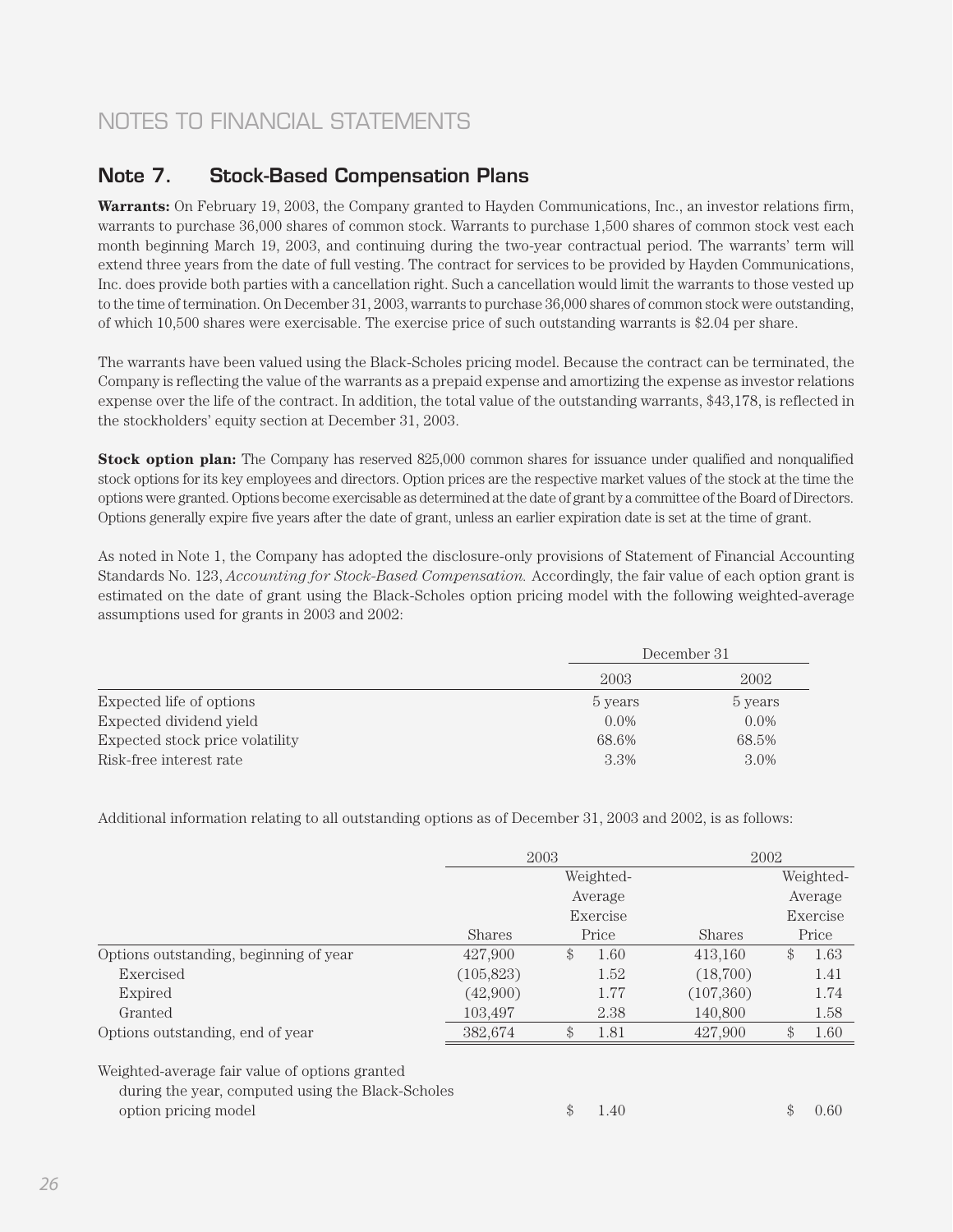# NOTES TO FINANCIAL STATEMENTS

## Note 7. Stock-Based Compensation Plans

**Warrants:** On February 19, 2003, the Company granted to Hayden Communications, Inc., an investor relations firm, warrants to purchase 36,000 shares of common stock. Warrants to purchase 1,500 shares of common stock vest each month beginning March 19, 2003, and continuing during the two-year contractual period. The warrants' term will extend three years from the date of full vesting. The contract for services to be provided by Hayden Communications, Inc. does provide both parties with a cancellation right. Such a cancellation would limit the warrants to those vested up to the time of termination. On December 31, 2003, warrants to purchase 36,000 shares of common stock were outstanding, of which 10,500 shares were exercisable. The exercise price of such outstanding warrants is $2.04 per share.

The warrants have been valued using the Black-Scholes pricing model. Because the contract can be terminated, the Company is reflecting the value of the warrants as a prepaid expense and amortizing the expense as investor relations expense over the life of the contract. In addition, the total value of the outstanding warrants, $43,178, is reflected in the stockholders' equity section at December 31, 2003.

**Stock option plan:** The Company has reserved 825,000 common shares for issuance under qualified and nonqualified stock options for its key employees and directors. Option prices are the respective market values of the stock at the time the options were granted. Options become exercisable as determined at the date of grant by a committee of the Board of Directors. Options generally expire five years after the date of grant, unless an earlier expiration date is set at the time of grant.

As noted in Note 1, the Company has adopted the disclosure-only provisions of Statement of Financial Accounting Standards No. 123, *Accounting for Stock-Based Compensation.* Accordingly, the fair value of each option grant is estimated on the date of grant using the Black-Scholes option pricing model with the following weighted-average assumptions used for grants in 2003 and 2002:

| | December 31 | |
|---|---|---|
| | 2003 | 2002 |
| Expected life of options | 5 years | 5 years |
| Expected dividend yield | 0.0% | 0.0% |
| Expected stock price volatility | 68.6% | 68.5% |
| Risk-free interest rate | 3.3% | 3.0% |

Additional information relating to all outstanding options as of December 31, 2003 and 2002, is as follows:

| | 2003 | | 2002 | |
|---|---|---|---|---|
| | Shares | Weighted-Average Exercise Price | Shares | Weighted-Average Exercise Price |
| Options outstanding, beginning of year | 427,900 | $ 1.60 | 413,160 | $ 1.63 |
| Exercised | (105,823) | 1.52 | (18,700) | 1.41 |
| Expired | (42,900) | 1.77 | (107,360) | 1.74 |
| Granted | 103,497 | 2.38 | 140,800 | 1.58 |
| Options outstanding, end of year | 382,674 | $ 1.81 | 427,900 | $ 1.60 |
| Weighted-average fair value of options granted during the year, computed using the Black-Scholes option pricing model | | $ 1.40 | | $ 0.60 |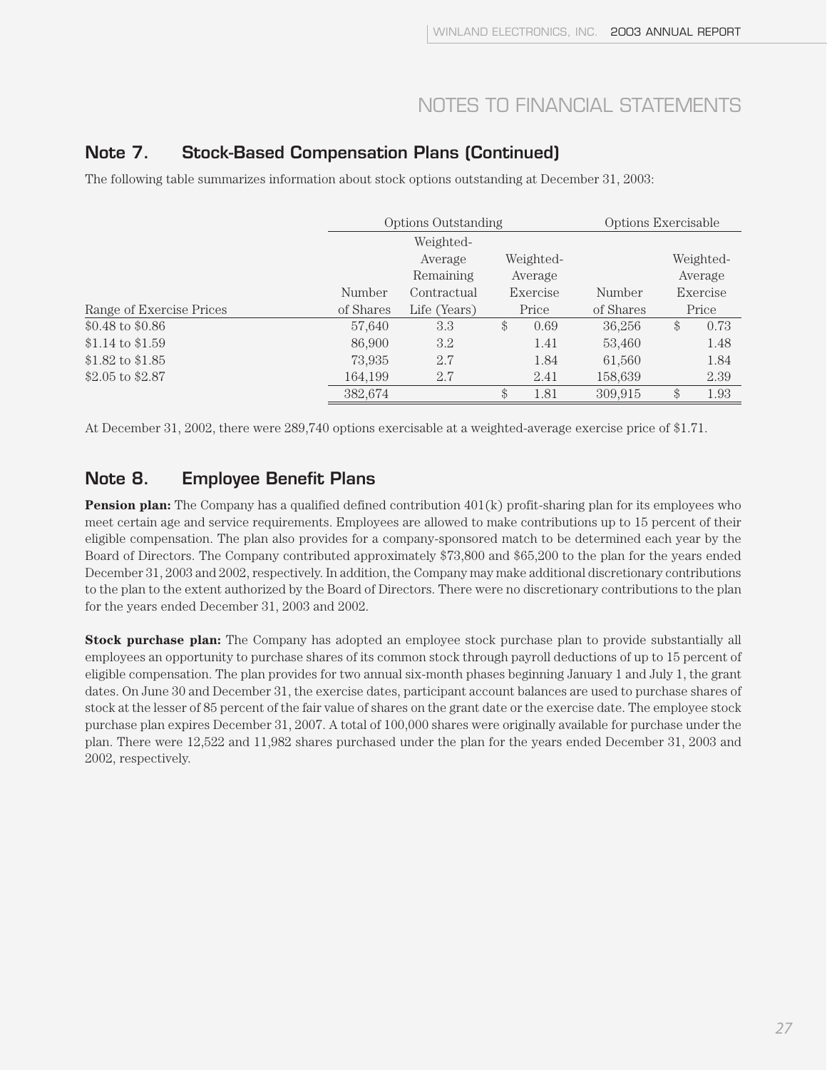# NOTES TO FINANCIAL STATEMENTS

## Note 7. Stock-Based Compensation Plans (Continued)

The following table summarizes information about stock options outstanding at December 31, 2003:

| | Options Outstanding | | | Options Exercisable | |
|---|---|---|---|---|---|
| Range of Exercise Prices | Number of Shares | Weighted-Average Remaining Contractual Life (Years) | Weighted-Average Exercise Price | Number of Shares | Weighted-Average Exercise Price |
| $0.48 to $0.86 | 57,640 | 3.3 | $ 0.69 | 36,256 | $ 0.73 |
| $1.14 to $1.59 | 86,900 | 3.2 | 1.41 | 53,460 | 1.48 |
| $1.82 to $1.85 | 73,935 | 2.7 | 1.84 | 61,560 | 1.84 |
| $2.05 to $2.87 | 164,199 | 2.7 | 2.41 | 158,639 | 2.39 |
| | 382,674 | | $ 1.81 | 309,915 | $ 1.93 |

At December 31, 2002, there were 289,740 options exercisable at a weighted-average exercise price of $1.71.

## Note 8. Employee Benefit Plans

**Pension plan:** The Company has a qualified defined contribution 401(k) profit-sharing plan for its employees who meet certain age and service requirements. Employees are allowed to make contributions up to 15 percent of their eligible compensation. The plan also provides for a company-sponsored match to be determined each year by the Board of Directors. The Company contributed approximately $73,800 and $65,200 to the plan for the years ended December 31, 2003 and 2002, respectively. In addition, the Company may make additional discretionary contributions to the plan to the extent authorized by the Board of Directors. There were no discretionary contributions to the plan for the years ended December 31, 2003 and 2002.

**Stock purchase plan:** The Company has adopted an employee stock purchase plan to provide substantially all employees an opportunity to purchase shares of its common stock through payroll deductions of up to 15 percent of eligible compensation. The plan provides for two annual six-month phases beginning January 1 and July 1, the grant dates. On June 30 and December 31, the exercise dates, participant account balances are used to purchase shares of stock at the lesser of 85 percent of the fair value of shares on the grant date or the exercise date. The employee stock purchase plan expires December 31, 2007. A total of 100,000 shares were originally available for purchase under the plan. There were 12,522 and 11,982 shares purchased under the plan for the years ended December 31, 2003 and 2002, respectively.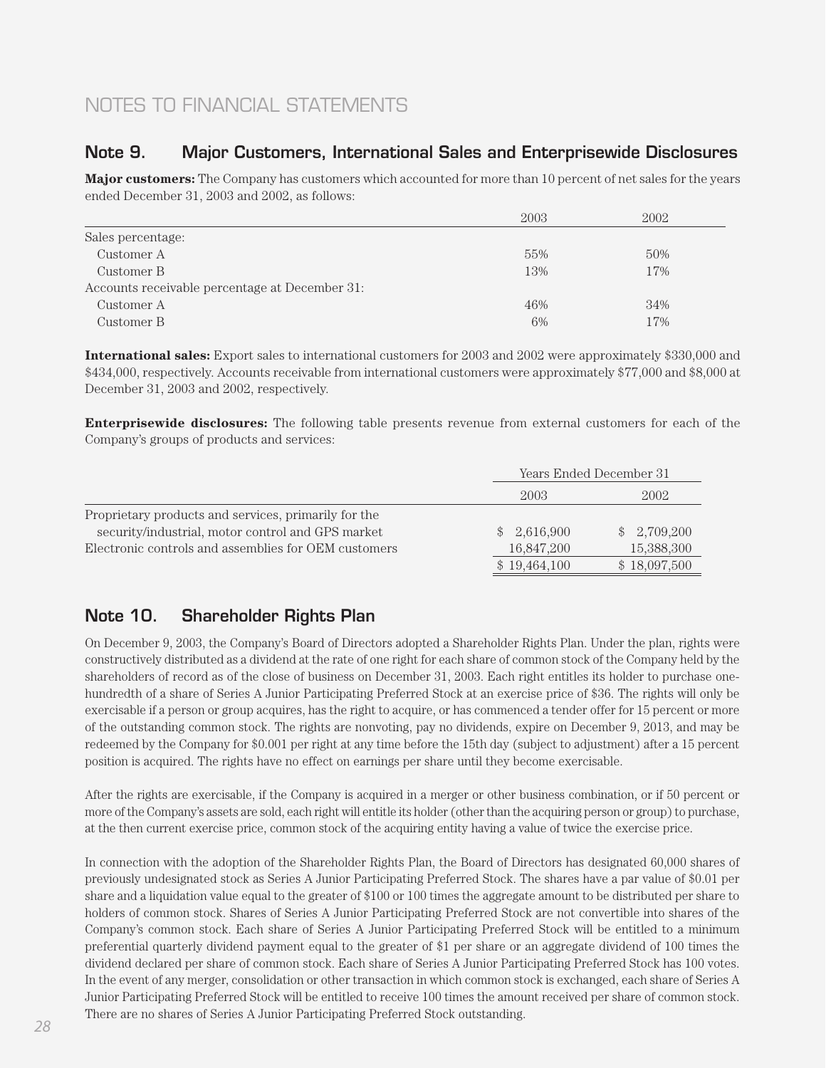NOTES TO FINANCIAL STATEMENTS

## Note 9. Major Customers, International Sales and Enterprisewide Disclosures

**Major customers:** The Company has customers which accounted for more than 10 percent of net sales for the years ended December 31, 2003 and 2002, as follows:

| | 2003 | 2002 |
|---|---|---|
| Sales percentage: | | |
| Customer A | 55% | 50% |
| Customer B | 13% | 17% |
| Accounts receivable percentage at December 31: | | |
| Customer A | 46% | 34% |
| Customer B | 6% | 17% |

**International sales:** Export sales to international customers for 2003 and 2002 were approximately $330,000 and $434,000, respectively. Accounts receivable from international customers were approximately $77,000 and $8,000 at December 31, 2003 and 2002, respectively.

**Enterprisewide disclosures:** The following table presents revenue from external customers for each of the Company's groups of products and services:

| | Years Ended December 31 | |
|---|---|---|
| | 2003 | 2002 |
| Proprietary products and services, primarily for the security/industrial, motor control and GPS market | $ 2,616,900 | $ 2,709,200 |
| Electronic controls and assemblies for OEM customers | 16,847,200 | 15,388,300 |
| | $ 19,464,100 | $ 18,097,500 |

## Note 10. Shareholder Rights Plan

On December 9, 2003, the Company's Board of Directors adopted a Shareholder Rights Plan. Under the plan, rights were constructively distributed as a dividend at the rate of one right for each share of common stock of the Company held by the shareholders of record as of the close of business on December 31, 2003. Each right entitles its holder to purchase one-hundredth of a share of Series A Junior Participating Preferred Stock at an exercise price of $36. The rights will only be exercisable if a person or group acquires, has the right to acquire, or has commenced a tender offer for 15 percent or more of the outstanding common stock. The rights are nonvoting, pay no dividends, expire on December 9, 2013, and may be redeemed by the Company for $0.001 per right at any time before the 15th day (subject to adjustment) after a 15 percent position is acquired. The rights have no effect on earnings per share until they become exercisable.

After the rights are exercisable, if the Company is acquired in a merger or other business combination, or if 50 percent or more of the Company's assets are sold, each right will entitle its holder (other than the acquiring person or group) to purchase, at the then current exercise price, common stock of the acquiring entity having a value of twice the exercise price.

In connection with the adoption of the Shareholder Rights Plan, the Board of Directors has designated 60,000 shares of previously undesignated stock as Series A Junior Participating Preferred Stock. The shares have a par value of $0.01 per share and a liquidation value equal to the greater of $100 or 100 times the aggregate amount to be distributed per share to holders of common stock. Shares of Series A Junior Participating Preferred Stock are not convertible into shares of the Company's common stock. Each share of Series A Junior Participating Preferred Stock will be entitled to a minimum preferential quarterly dividend payment equal to the greater of $1 per share or an aggregate dividend of 100 times the dividend declared per share of common stock. Each share of Series A Junior Participating Preferred Stock has 100 votes. In the event of any merger, consolidation or other transaction in which common stock is exchanged, each share of Series A Junior Participating Preferred Stock will be entitled to receive 100 times the amount received per share of common stock. There are no shares of Series A Junior Participating Preferred Stock outstanding.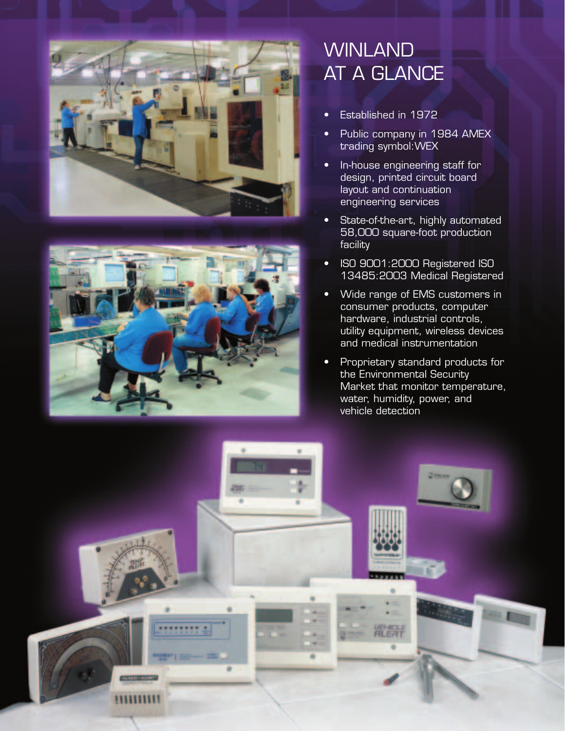# WINLAND AT A GLANCE

- Established in 1972
- Public company in 1984 AMEX trading symbol:WEX
- In-house engineering staff for design, printed circuit board layout and continuation engineering services
- State-of-the-art, highly automated 58,000 square-foot production facility
- ISO 9001:2000 Registered ISO 13485:2003 Medical Registered
- Wide range of EMS customers in consumer products, computer hardware, industrial controls, utility equipment, wireless devices and medical instrumentation
- Proprietary standard products for the Environmental Security Market that monitor temperature, water, humidity, power, and vehicle detection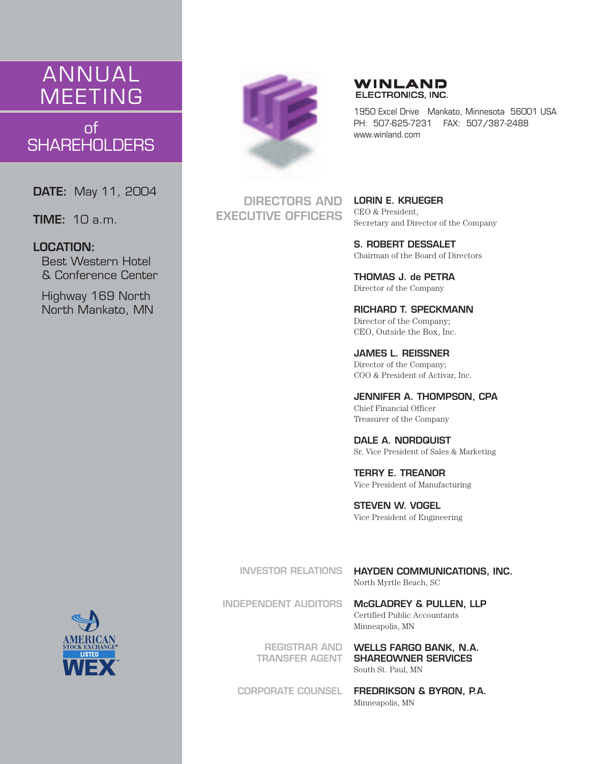# ANNUAL MEETING

## of SHAREHOLDERS

**DATE:** May 11, 2004

**TIME:** 10 a.m.

**LOCATION:**
Best Western Hotel & Conference Center

Highway 169 North
North Mankato, MN

**WINLAND**
ELECTRONICS, INC.

1950 Excel Drive Mankato, Minnesota 56001 USA
PH: 507-625-7231 FAX: 507/387-2488
www.winland.com

## DIRECTORS AND EXECUTIVE OFFICERS

**LORIN E. KRUEGER**
CEO & President,
Secretary and Director of the Company

**S. ROBERT DESSALET**
Chairman of the Board of Directors

**THOMAS J. de PETRA**
Director of the Company

**RICHARD T. SPECKMANN**
Director of the Company;
CEO, Outside the Box, Inc.

**JAMES L. REISSNER**
Director of the Company;
COO & President of Activar, Inc.

**JENNIFER A. THOMPSON, CPA**
Chief Financial Officer
Treasurer of the Company

**DALE A. NORDQUIST**
Sr. Vice President of Sales & Marketing

**TERRY E. TREANOR**
Vice President of Manufacturing

**STEVEN W. VOGEL**
Vice President of Engineering

## INVESTOR RELATIONS

**HAYDEN COMMUNICATIONS, INC.**
North Myrtle Beach, SC

## INDEPENDENT AUDITORS

**McGLADREY & PULLEN, LLP**
Certified Public Accountants
Minneapolis, MN

## REGISTRAR AND TRANSFER AGENT

**WELLS FARGO BANK, N.A.**
**SHAREOWNER SERVICES**
South St. Paul, MN

## CORPORATE COUNSEL

**FREDRIKSON & BYRON, P.A.**
Minneapolis, MN

AMERICAN STOCK EXCHANGE®
LISTED
WEX™